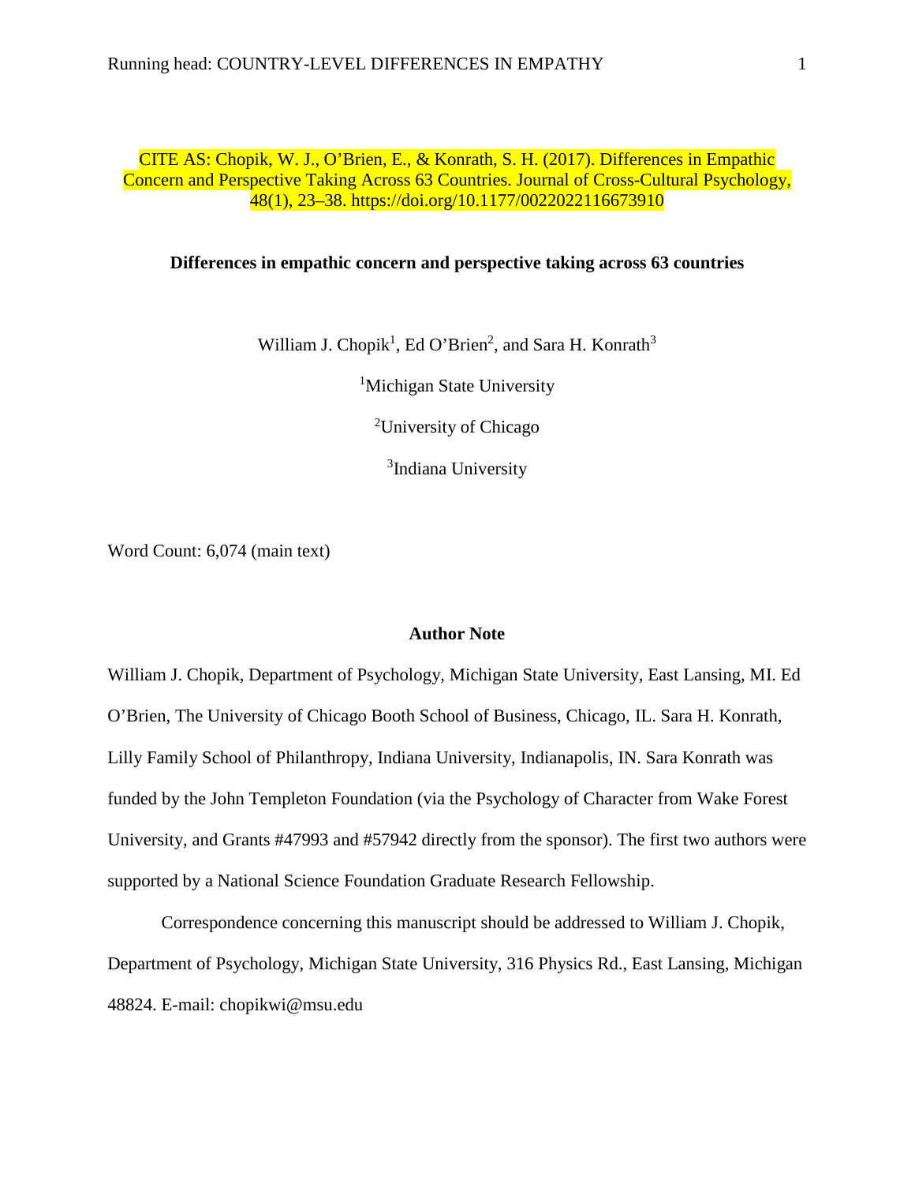CITE AS: Chopik, W. J., O'Brien, E., & Konrath, S. H. (2017). Differences in Empathic Concern and Perspective Taking Across 63 Countries. Journal of Cross-Cultural Psychology, 48(1), 23–38. https://doi.org/10.1177/0022022116673910

# Differences in empathic concern and perspective taking across 63 countries

William J. Chopik[1], Ed O'Brien[2], and Sara H. Konrath[3]

[1]Michigan State University

[2]University of Chicago

[3]Indiana University

Word Count: 6,074 (main text)

## Author Note

William J. Chopik, Department of Psychology, Michigan State University, East Lansing, MI. Ed O'Brien, The University of Chicago Booth School of Business, Chicago, IL. Sara H. Konrath, Lilly Family School of Philanthropy, Indiana University, Indianapolis, IN. Sara Konrath was funded by the John Templeton Foundation (via the Psychology of Character from Wake Forest University, and Grants #47993 and #57942 directly from the sponsor). The first two authors were supported by a National Science Foundation Graduate Research Fellowship.

Correspondence concerning this manuscript should be addressed to William J. Chopik, Department of Psychology, Michigan State University, 316 Physics Rd., East Lansing, Michigan 48824. E-mail: chopikwi@msu.edu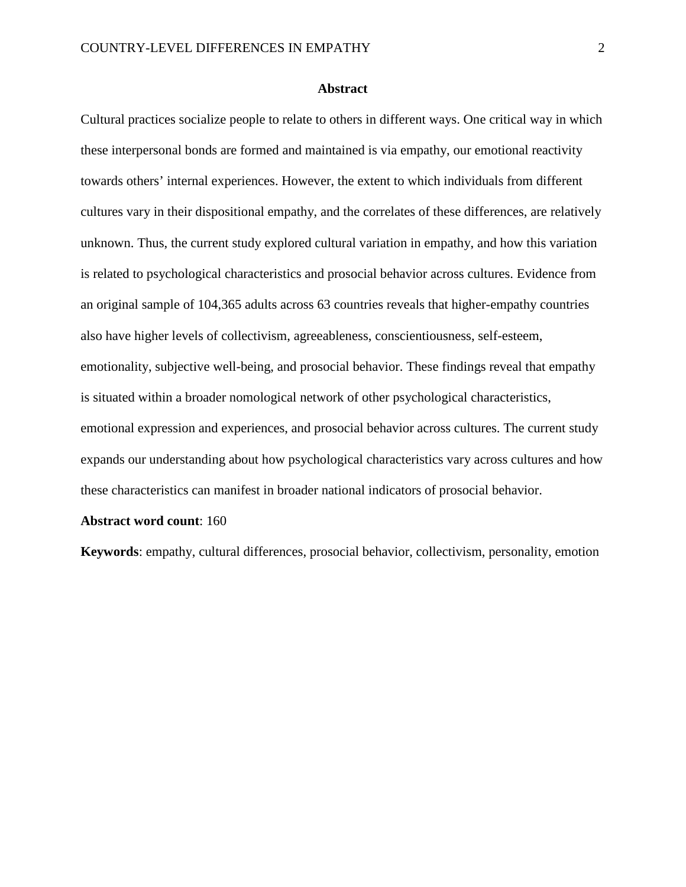## Abstract

Cultural practices socialize people to relate to others in different ways. One critical way in which these interpersonal bonds are formed and maintained is via empathy, our emotional reactivity towards others' internal experiences. However, the extent to which individuals from different cultures vary in their dispositional empathy, and the correlates of these differences, are relatively unknown. Thus, the current study explored cultural variation in empathy, and how this variation is related to psychological characteristics and prosocial behavior across cultures. Evidence from an original sample of 104,365 adults across 63 countries reveals that higher-empathy countries also have higher levels of collectivism, agreeableness, conscientiousness, self-esteem, emotionality, subjective well-being, and prosocial behavior. These findings reveal that empathy is situated within a broader nomological network of other psychological characteristics, emotional expression and experiences, and prosocial behavior across cultures. The current study expands our understanding about how psychological characteristics vary across cultures and how these characteristics can manifest in broader national indicators of prosocial behavior.

**Abstract word count**: 160

**Keywords**: empathy, cultural differences, prosocial behavior, collectivism, personality, emotion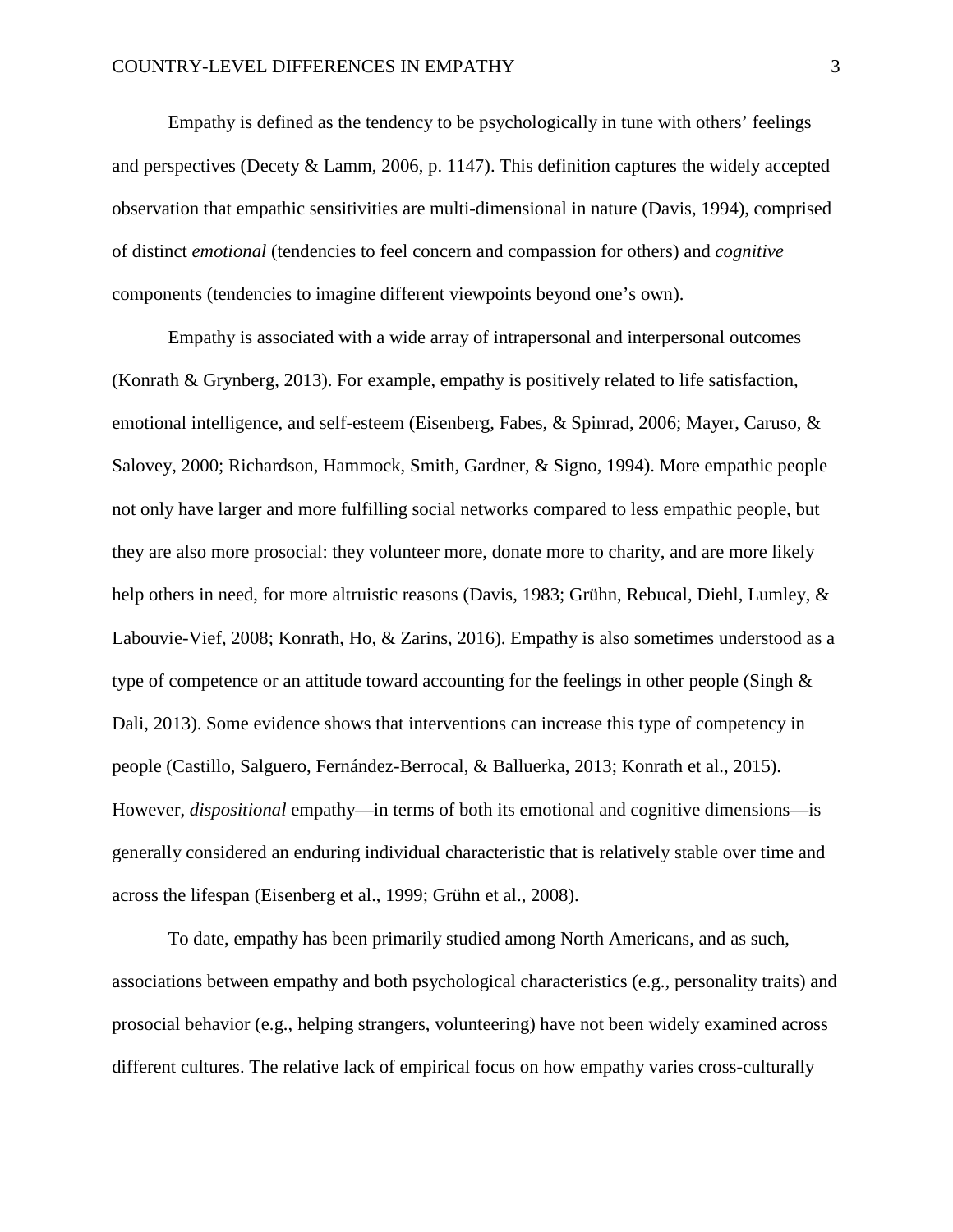Empathy is defined as the tendency to be psychologically in tune with others' feelings and perspectives (Decety & Lamm, 2006, p. 1147). This definition captures the widely accepted observation that empathic sensitivities are multi-dimensional in nature (Davis, 1994), comprised of distinct *emotional* (tendencies to feel concern and compassion for others) and *cognitive* components (tendencies to imagine different viewpoints beyond one's own).

Empathy is associated with a wide array of intrapersonal and interpersonal outcomes (Konrath & Grynberg, 2013). For example, empathy is positively related to life satisfaction, emotional intelligence, and self-esteem (Eisenberg, Fabes, & Spinrad, 2006; Mayer, Caruso, & Salovey, 2000; Richardson, Hammock, Smith, Gardner, & Signo, 1994). More empathic people not only have larger and more fulfilling social networks compared to less empathic people, but they are also more prosocial: they volunteer more, donate more to charity, and are more likely help others in need, for more altruistic reasons (Davis, 1983; Grühn, Rebucal, Diehl, Lumley, & Labouvie-Vief, 2008; Konrath, Ho, & Zarins, 2016). Empathy is also sometimes understood as a type of competence or an attitude toward accounting for the feelings in other people (Singh & Dali, 2013). Some evidence shows that interventions can increase this type of competency in people (Castillo, Salguero, Fernández-Berrocal, & Balluerka, 2013; Konrath et al., 2015). However, *dispositional* empathy—in terms of both its emotional and cognitive dimensions—is generally considered an enduring individual characteristic that is relatively stable over time and across the lifespan (Eisenberg et al., 1999; Grühn et al., 2008).

To date, empathy has been primarily studied among North Americans, and as such, associations between empathy and both psychological characteristics (e.g., personality traits) and prosocial behavior (e.g., helping strangers, volunteering) have not been widely examined across different cultures. The relative lack of empirical focus on how empathy varies cross-culturally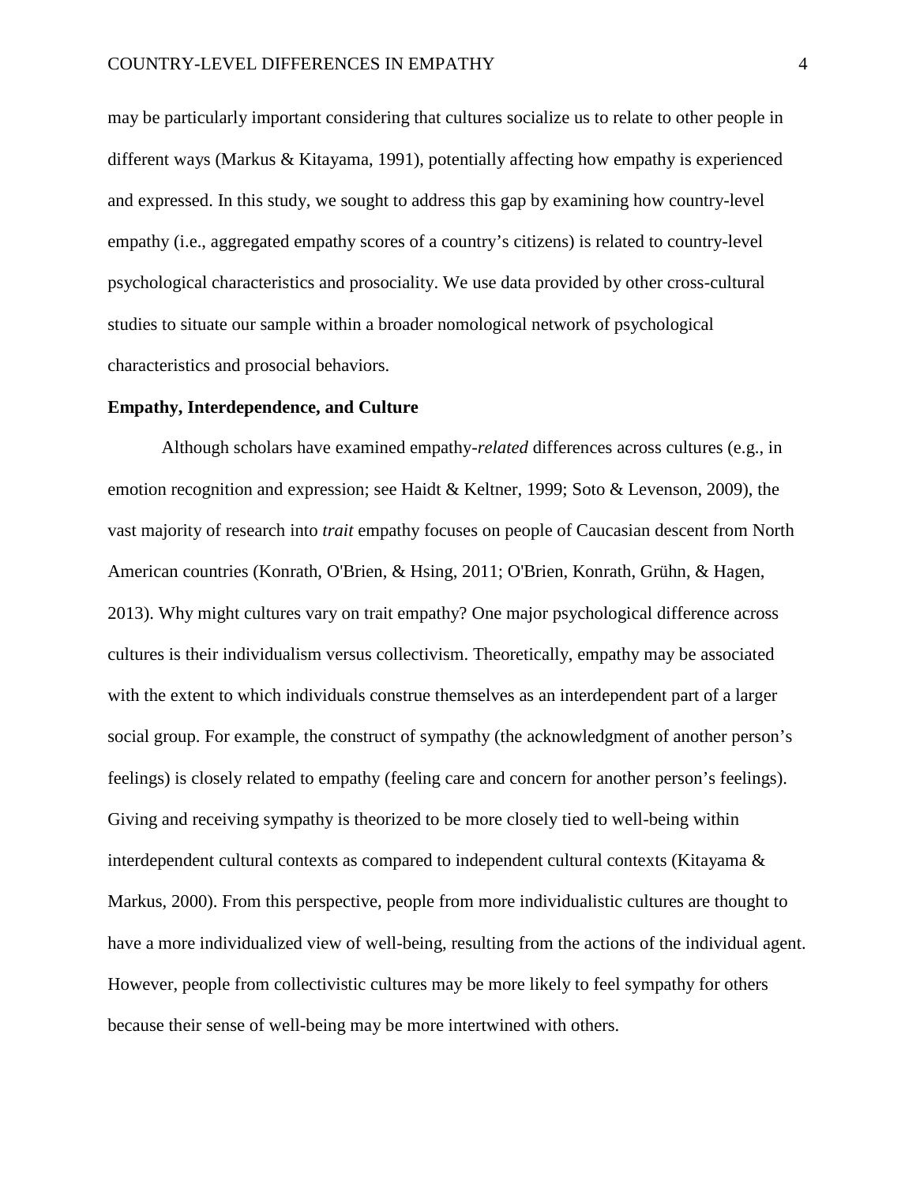may be particularly important considering that cultures socialize us to relate to other people in different ways (Markus & Kitayama, 1991), potentially affecting how empathy is experienced and expressed. In this study, we sought to address this gap by examining how country-level empathy (i.e., aggregated empathy scores of a country's citizens) is related to country-level psychological characteristics and prosociality. We use data provided by other cross-cultural studies to situate our sample within a broader nomological network of psychological characteristics and prosocial behaviors.

**Empathy, Interdependence, and Culture**

Although scholars have examined empathy-*related* differences across cultures (e.g., in emotion recognition and expression; see Haidt & Keltner, 1999; Soto & Levenson, 2009), the vast majority of research into *trait* empathy focuses on people of Caucasian descent from North American countries (Konrath, O'Brien, & Hsing, 2011; O'Brien, Konrath, Grühn, & Hagen, 2013). Why might cultures vary on trait empathy? One major psychological difference across cultures is their individualism versus collectivism. Theoretically, empathy may be associated with the extent to which individuals construe themselves as an interdependent part of a larger social group. For example, the construct of sympathy (the acknowledgment of another person's feelings) is closely related to empathy (feeling care and concern for another person's feelings). Giving and receiving sympathy is theorized to be more closely tied to well-being within interdependent cultural contexts as compared to independent cultural contexts (Kitayama & Markus, 2000). From this perspective, people from more individualistic cultures are thought to have a more individualized view of well-being, resulting from the actions of the individual agent. However, people from collectivistic cultures may be more likely to feel sympathy for others because their sense of well-being may be more intertwined with others.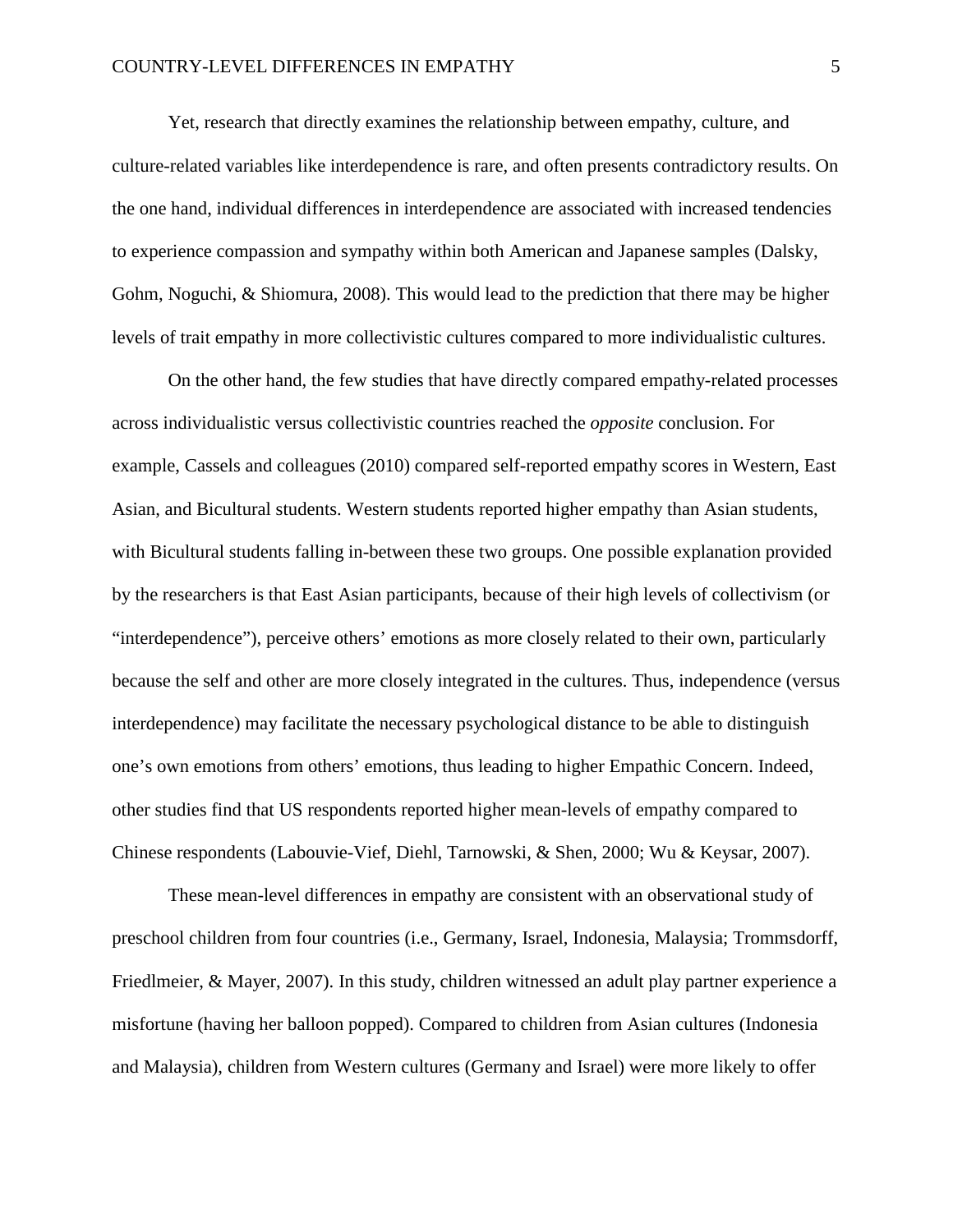Yet, research that directly examines the relationship between empathy, culture, and culture-related variables like interdependence is rare, and often presents contradictory results. On the one hand, individual differences in interdependence are associated with increased tendencies to experience compassion and sympathy within both American and Japanese samples (Dalsky, Gohm, Noguchi, & Shiomura, 2008). This would lead to the prediction that there may be higher levels of trait empathy in more collectivistic cultures compared to more individualistic cultures.

On the other hand, the few studies that have directly compared empathy-related processes across individualistic versus collectivistic countries reached the *opposite* conclusion. For example, Cassels and colleagues (2010) compared self-reported empathy scores in Western, East Asian, and Bicultural students. Western students reported higher empathy than Asian students, with Bicultural students falling in-between these two groups. One possible explanation provided by the researchers is that East Asian participants, because of their high levels of collectivism (or "interdependence"), perceive others' emotions as more closely related to their own, particularly because the self and other are more closely integrated in the cultures. Thus, independence (versus interdependence) may facilitate the necessary psychological distance to be able to distinguish one's own emotions from others' emotions, thus leading to higher Empathic Concern. Indeed, other studies find that US respondents reported higher mean-levels of empathy compared to Chinese respondents (Labouvie-Vief, Diehl, Tarnowski, & Shen, 2000; Wu & Keysar, 2007).

These mean-level differences in empathy are consistent with an observational study of preschool children from four countries (i.e., Germany, Israel, Indonesia, Malaysia; Trommsdorff, Friedlmeier, & Mayer, 2007). In this study, children witnessed an adult play partner experience a misfortune (having her balloon popped). Compared to children from Asian cultures (Indonesia and Malaysia), children from Western cultures (Germany and Israel) were more likely to offer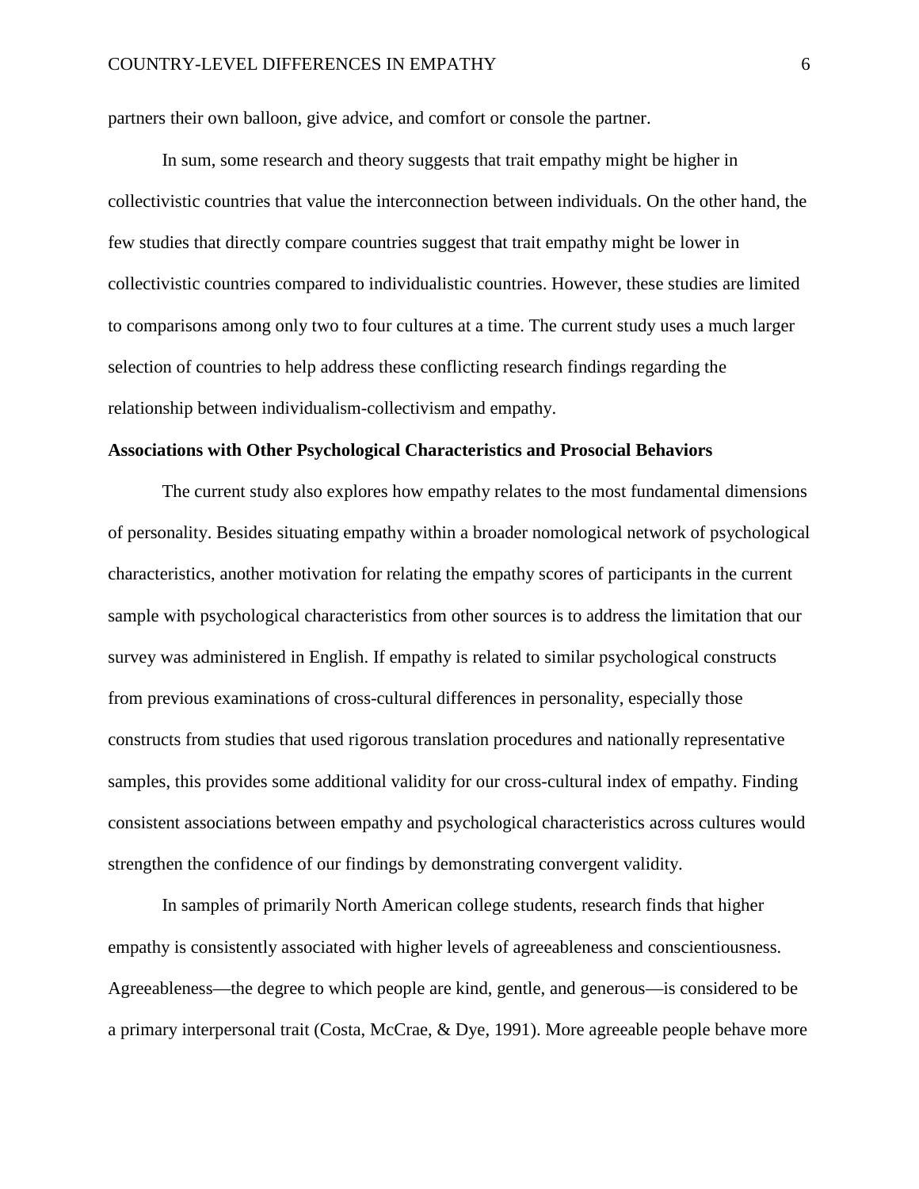partners their own balloon, give advice, and comfort or console the partner.

In sum, some research and theory suggests that trait empathy might be higher in collectivistic countries that value the interconnection between individuals. On the other hand, the few studies that directly compare countries suggest that trait empathy might be lower in collectivistic countries compared to individualistic countries. However, these studies are limited to comparisons among only two to four cultures at a time. The current study uses a much larger selection of countries to help address these conflicting research findings regarding the relationship between individualism-collectivism and empathy.

**Associations with Other Psychological Characteristics and Prosocial Behaviors**

The current study also explores how empathy relates to the most fundamental dimensions of personality. Besides situating empathy within a broader nomological network of psychological characteristics, another motivation for relating the empathy scores of participants in the current sample with psychological characteristics from other sources is to address the limitation that our survey was administered in English. If empathy is related to similar psychological constructs from previous examinations of cross-cultural differences in personality, especially those constructs from studies that used rigorous translation procedures and nationally representative samples, this provides some additional validity for our cross-cultural index of empathy. Finding consistent associations between empathy and psychological characteristics across cultures would strengthen the confidence of our findings by demonstrating convergent validity.

In samples of primarily North American college students, research finds that higher empathy is consistently associated with higher levels of agreeableness and conscientiousness. Agreeableness—the degree to which people are kind, gentle, and generous—is considered to be a primary interpersonal trait (Costa, McCrae, & Dye, 1991). More agreeable people behave more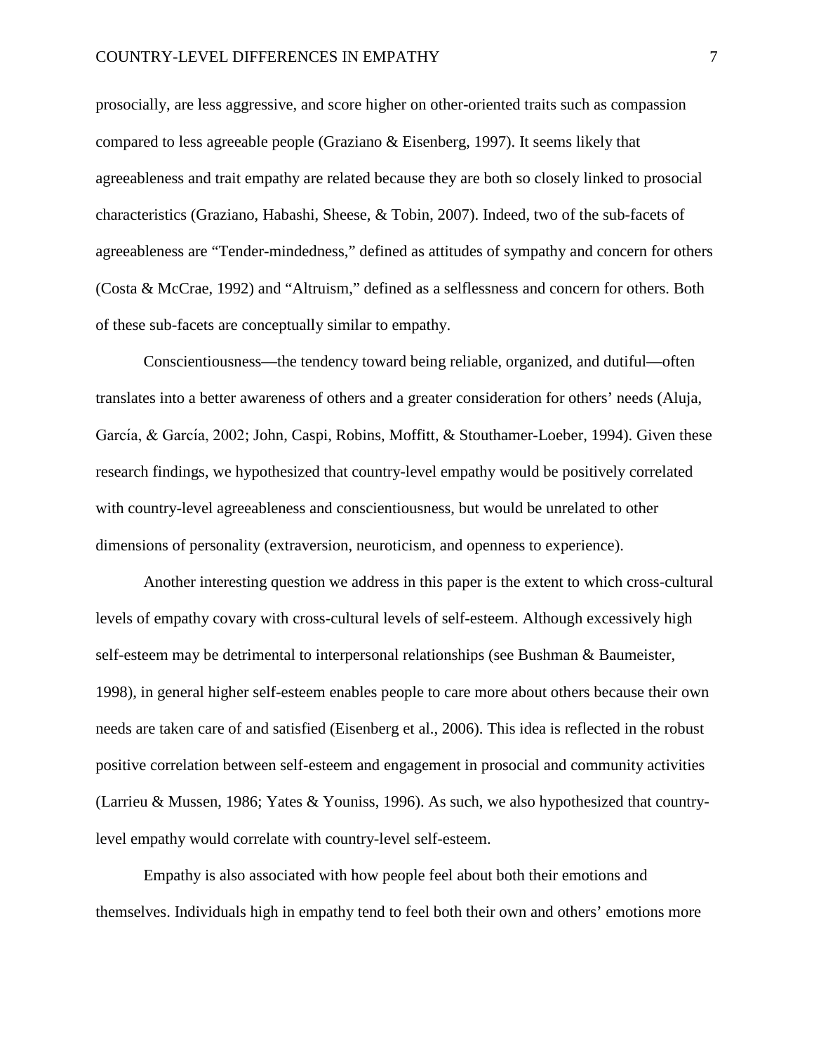prosocially, are less aggressive, and score higher on other-oriented traits such as compassion compared to less agreeable people (Graziano & Eisenberg, 1997). It seems likely that agreeableness and trait empathy are related because they are both so closely linked to prosocial characteristics (Graziano, Habashi, Sheese, & Tobin, 2007). Indeed, two of the sub-facets of agreeableness are "Tender-mindedness," defined as attitudes of sympathy and concern for others (Costa & McCrae, 1992) and "Altruism," defined as a selflessness and concern for others. Both of these sub-facets are conceptually similar to empathy.

Conscientiousness—the tendency toward being reliable, organized, and dutiful—often translates into a better awareness of others and a greater consideration for others' needs (Aluja, García, & García, 2002; John, Caspi, Robins, Moffitt, & Stouthamer-Loeber, 1994). Given these research findings, we hypothesized that country-level empathy would be positively correlated with country-level agreeableness and conscientiousness, but would be unrelated to other dimensions of personality (extraversion, neuroticism, and openness to experience).

Another interesting question we address in this paper is the extent to which cross-cultural levels of empathy covary with cross-cultural levels of self-esteem. Although excessively high self-esteem may be detrimental to interpersonal relationships (see Bushman & Baumeister, 1998), in general higher self-esteem enables people to care more about others because their own needs are taken care of and satisfied (Eisenberg et al., 2006). This idea is reflected in the robust positive correlation between self-esteem and engagement in prosocial and community activities (Larrieu & Mussen, 1986; Yates & Youniss, 1996). As such, we also hypothesized that country-level empathy would correlate with country-level self-esteem.

Empathy is also associated with how people feel about both their emotions and themselves. Individuals high in empathy tend to feel both their own and others' emotions more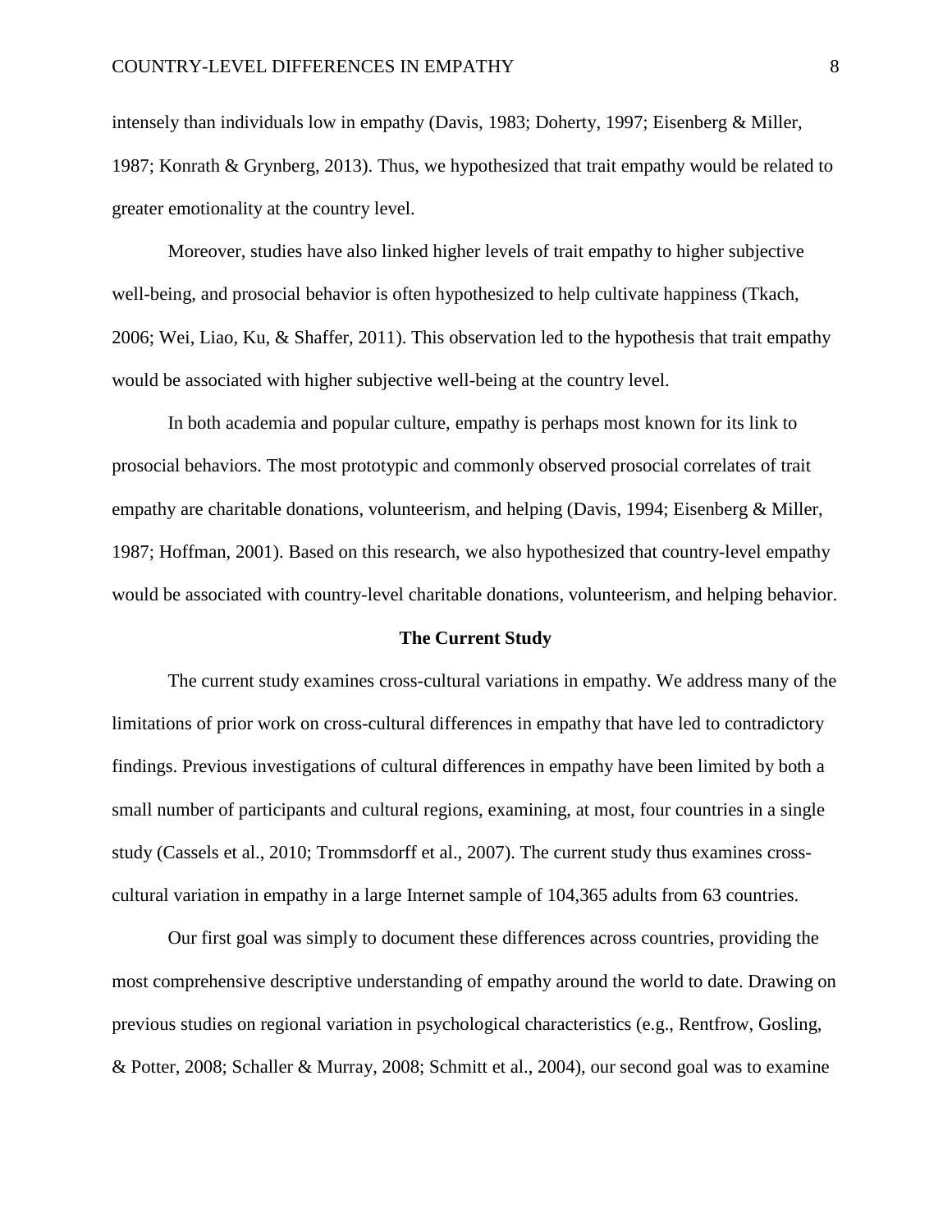intensely than individuals low in empathy (Davis, 1983; Doherty, 1997; Eisenberg & Miller, 1987; Konrath & Grynberg, 2013). Thus, we hypothesized that trait empathy would be related to greater emotionality at the country level.

Moreover, studies have also linked higher levels of trait empathy to higher subjective well-being, and prosocial behavior is often hypothesized to help cultivate happiness (Tkach, 2006; Wei, Liao, Ku, & Shaffer, 2011). This observation led to the hypothesis that trait empathy would be associated with higher subjective well-being at the country level.

In both academia and popular culture, empathy is perhaps most known for its link to prosocial behaviors. The most prototypic and commonly observed prosocial correlates of trait empathy are charitable donations, volunteerism, and helping (Davis, 1994; Eisenberg & Miller, 1987; Hoffman, 2001). Based on this research, we also hypothesized that country-level empathy would be associated with country-level charitable donations, volunteerism, and helping behavior.

## The Current Study

The current study examines cross-cultural variations in empathy. We address many of the limitations of prior work on cross-cultural differences in empathy that have led to contradictory findings. Previous investigations of cultural differences in empathy have been limited by both a small number of participants and cultural regions, examining, at most, four countries in a single study (Cassels et al., 2010; Trommsdorff et al., 2007). The current study thus examines cross-cultural variation in empathy in a large Internet sample of 104,365 adults from 63 countries.

Our first goal was simply to document these differences across countries, providing the most comprehensive descriptive understanding of empathy around the world to date. Drawing on previous studies on regional variation in psychological characteristics (e.g., Rentfrow, Gosling, & Potter, 2008; Schaller & Murray, 2008; Schmitt et al., 2004), our second goal was to examine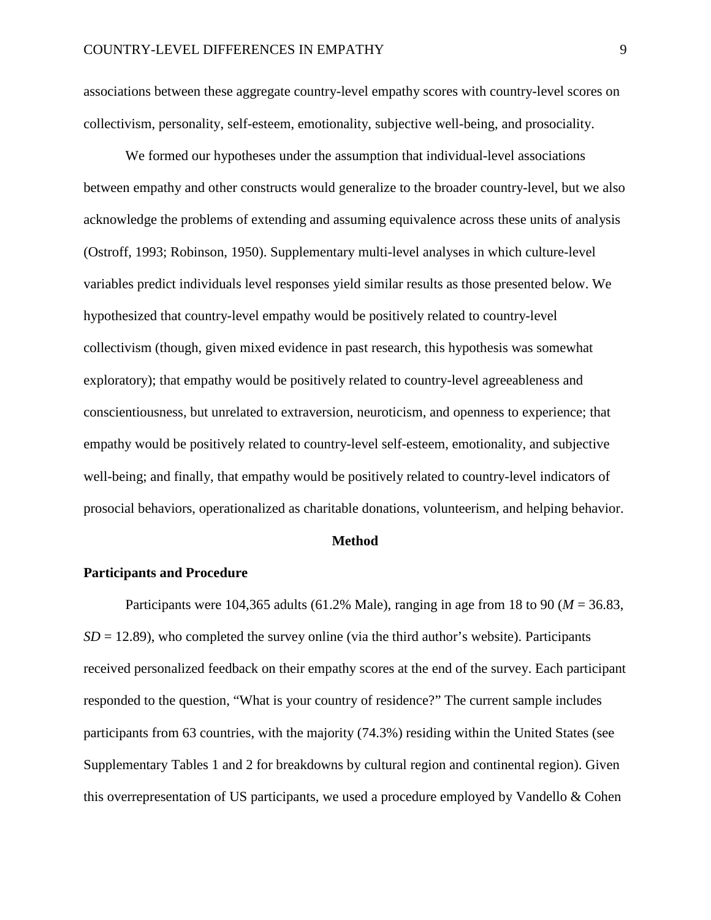associations between these aggregate country-level empathy scores with country-level scores on collectivism, personality, self-esteem, emotionality, subjective well-being, and prosociality.

We formed our hypotheses under the assumption that individual-level associations between empathy and other constructs would generalize to the broader country-level, but we also acknowledge the problems of extending and assuming equivalence across these units of analysis (Ostroff, 1993; Robinson, 1950). Supplementary multi-level analyses in which culture-level variables predict individuals level responses yield similar results as those presented below. We hypothesized that country-level empathy would be positively related to country-level collectivism (though, given mixed evidence in past research, this hypothesis was somewhat exploratory); that empathy would be positively related to country-level agreeableness and conscientiousness, but unrelated to extraversion, neuroticism, and openness to experience; that empathy would be positively related to country-level self-esteem, emotionality, and subjective well-being; and finally, that empathy would be positively related to country-level indicators of prosocial behaviors, operationalized as charitable donations, volunteerism, and helping behavior.

## Method

### Participants and Procedure

Participants were 104,365 adults (61.2% Male), ranging in age from 18 to 90 ($M$ = 36.83, $SD$ = 12.89), who completed the survey online (via the third author's website). Participants received personalized feedback on their empathy scores at the end of the survey. Each participant responded to the question, "What is your country of residence?" The current sample includes participants from 63 countries, with the majority (74.3%) residing within the United States (see Supplementary Tables 1 and 2 for breakdowns by cultural region and continental region). Given this overrepresentation of US participants, we used a procedure employed by Vandello & Cohen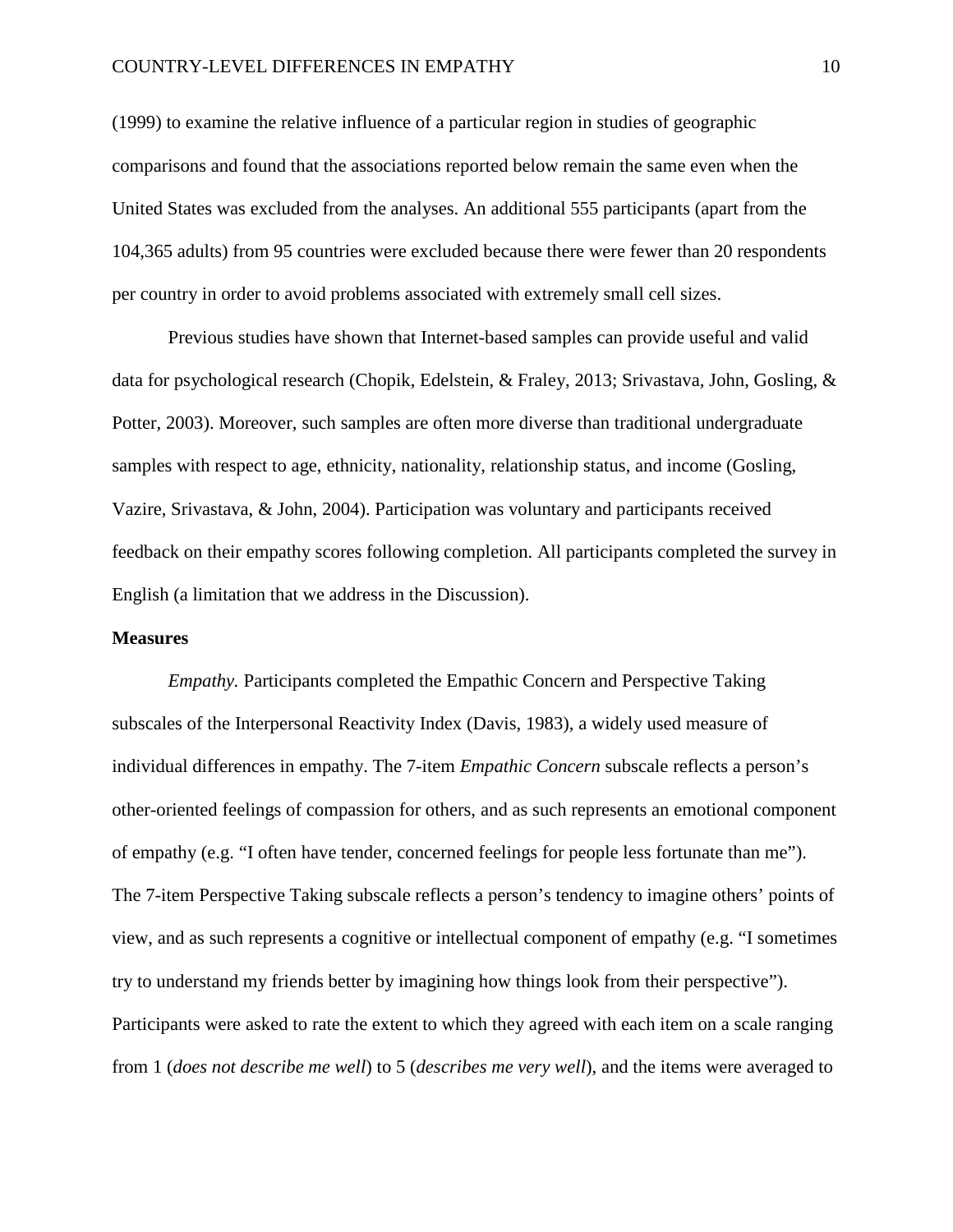(1999) to examine the relative influence of a particular region in studies of geographic comparisons and found that the associations reported below remain the same even when the United States was excluded from the analyses. An additional 555 participants (apart from the 104,365 adults) from 95 countries were excluded because there were fewer than 20 respondents per country in order to avoid problems associated with extremely small cell sizes.

Previous studies have shown that Internet-based samples can provide useful and valid data for psychological research (Chopik, Edelstein, & Fraley, 2013; Srivastava, John, Gosling, & Potter, 2003). Moreover, such samples are often more diverse than traditional undergraduate samples with respect to age, ethnicity, nationality, relationship status, and income (Gosling, Vazire, Srivastava, & John, 2004). Participation was voluntary and participants received feedback on their empathy scores following completion. All participants completed the survey in English (a limitation that we address in the Discussion).

**Measures**

*Empathy.* Participants completed the Empathic Concern and Perspective Taking subscales of the Interpersonal Reactivity Index (Davis, 1983), a widely used measure of individual differences in empathy. The 7-item *Empathic Concern* subscale reflects a person's other-oriented feelings of compassion for others, and as such represents an emotional component of empathy (e.g. "I often have tender, concerned feelings for people less fortunate than me"). The 7-item Perspective Taking subscale reflects a person's tendency to imagine others' points of view, and as such represents a cognitive or intellectual component of empathy (e.g. "I sometimes try to understand my friends better by imagining how things look from their perspective"). Participants were asked to rate the extent to which they agreed with each item on a scale ranging from 1 (*does not describe me well*) to 5 (*describes me very well*), and the items were averaged to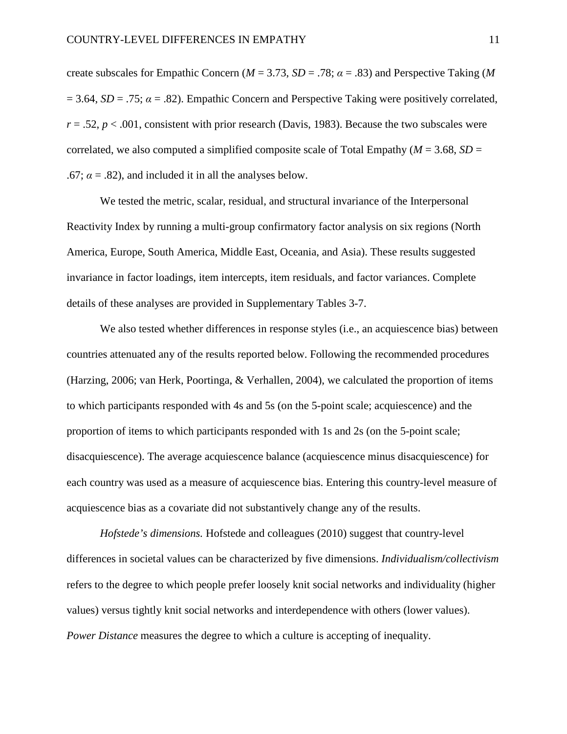create subscales for Empathic Concern ($M$ = 3.73, $SD$ = .78; $\alpha$ = .83) and Perspective Taking ($M$ = 3.64, $SD$ = .75; $\alpha$ = .82). Empathic Concern and Perspective Taking were positively correlated, $r$ = .52, $p$ < .001, consistent with prior research (Davis, 1983). Because the two subscales were correlated, we also computed a simplified composite scale of Total Empathy ($M$ = 3.68, $SD$ = .67; $\alpha$ = .82), and included it in all the analyses below.

We tested the metric, scalar, residual, and structural invariance of the Interpersonal Reactivity Index by running a multi-group confirmatory factor analysis on six regions (North America, Europe, South America, Middle East, Oceania, and Asia). These results suggested invariance in factor loadings, item intercepts, item residuals, and factor variances. Complete details of these analyses are provided in Supplementary Tables 3-7.

We also tested whether differences in response styles (i.e., an acquiescence bias) between countries attenuated any of the results reported below. Following the recommended procedures (Harzing, 2006; van Herk, Poortinga, & Verhallen, 2004), we calculated the proportion of items to which participants responded with 4s and 5s (on the 5-point scale; acquiescence) and the proportion of items to which participants responded with 1s and 2s (on the 5-point scale; disacquiescence). The average acquiescence balance (acquiescence minus disacquiescence) for each country was used as a measure of acquiescence bias. Entering this country-level measure of acquiescence bias as a covariate did not substantively change any of the results.

*Hofstede's dimensions.* Hofstede and colleagues (2010) suggest that country-level differences in societal values can be characterized by five dimensions. *Individualism/collectivism* refers to the degree to which people prefer loosely knit social networks and individuality (higher values) versus tightly knit social networks and interdependence with others (lower values). *Power Distance* measures the degree to which a culture is accepting of inequality.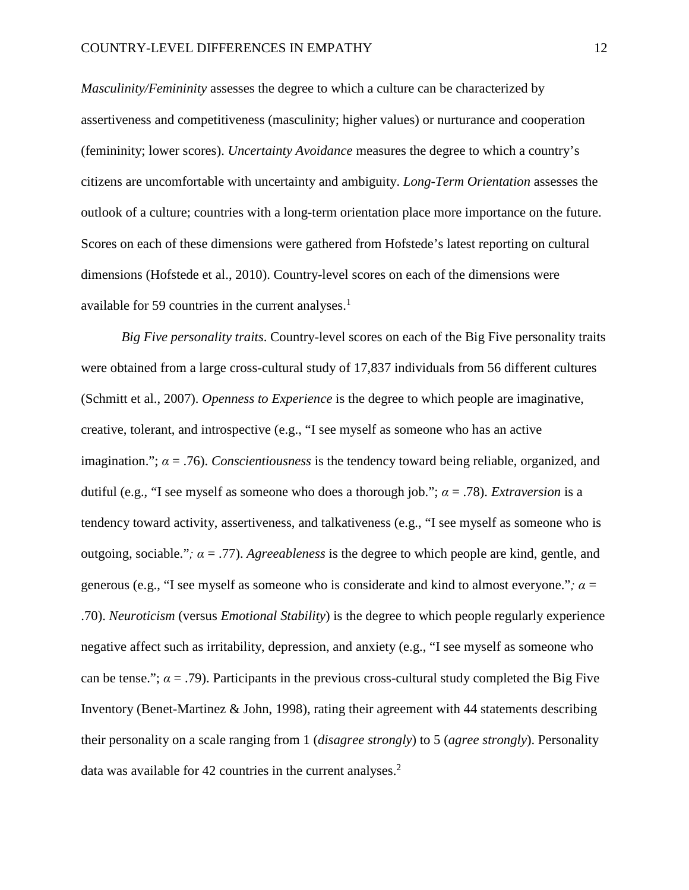*Masculinity/Femininity* assesses the degree to which a culture can be characterized by assertiveness and competitiveness (masculinity; higher values) or nurturance and cooperation (femininity; lower scores). *Uncertainty Avoidance* measures the degree to which a country's citizens are uncomfortable with uncertainty and ambiguity. *Long-Term Orientation* assesses the outlook of a culture; countries with a long-term orientation place more importance on the future. Scores on each of these dimensions were gathered from Hofstede's latest reporting on cultural dimensions (Hofstede et al., 2010). Country-level scores on each of the dimensions were available for 59 countries in the current analyses.[1]

*Big Five personality traits*. Country-level scores on each of the Big Five personality traits were obtained from a large cross-cultural study of 17,837 individuals from 56 different cultures (Schmitt et al., 2007). *Openness to Experience* is the degree to which people are imaginative, creative, tolerant, and introspective (e.g., "I see myself as someone who has an active imagination."; $\alpha = .76$). *Conscientiousness* is the tendency toward being reliable, organized, and dutiful (e.g., "I see myself as someone who does a thorough job."; $\alpha = .78$). *Extraversion* is a tendency toward activity, assertiveness, and talkativeness (e.g., "I see myself as someone who is outgoing, sociable."; $\alpha = .77$). *Agreeableness* is the degree to which people are kind, gentle, and generous (e.g., "I see myself as someone who is considerate and kind to almost everyone."; $\alpha = .70$). *Neuroticism* (versus *Emotional Stability*) is the degree to which people regularly experience negative affect such as irritability, depression, and anxiety (e.g., "I see myself as someone who can be tense."; $\alpha = .79$). Participants in the previous cross-cultural study completed the Big Five Inventory (Benet-Martinez & John, 1998), rating their agreement with 44 statements describing their personality on a scale ranging from 1 (*disagree strongly*) to 5 (*agree strongly*). Personality data was available for 42 countries in the current analyses.[2]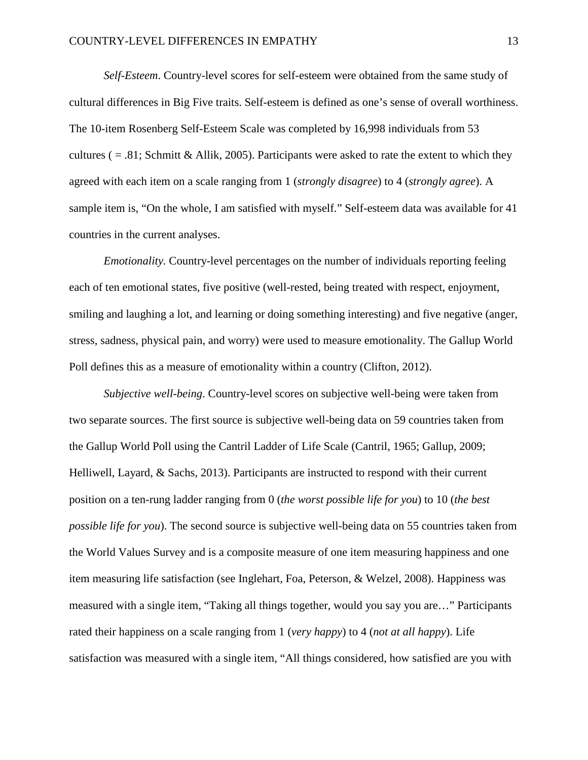*Self-Esteem*. Country-level scores for self-esteem were obtained from the same study of cultural differences in Big Five traits. Self-esteem is defined as one's sense of overall worthiness. The 10-item Rosenberg Self-Esteem Scale was completed by 16,998 individuals from 53 cultures ( = .81; Schmitt & Allik, 2005). Participants were asked to rate the extent to which they agreed with each item on a scale ranging from 1 (*strongly disagree*) to 4 (*strongly agree*). A sample item is, "On the whole, I am satisfied with myself." Self-esteem data was available for 41 countries in the current analyses.

*Emotionality.* Country-level percentages on the number of individuals reporting feeling each of ten emotional states, five positive (well-rested, being treated with respect, enjoyment, smiling and laughing a lot, and learning or doing something interesting) and five negative (anger, stress, sadness, physical pain, and worry) were used to measure emotionality. The Gallup World Poll defines this as a measure of emotionality within a country (Clifton, 2012).

*Subjective well-being*. Country-level scores on subjective well-being were taken from two separate sources. The first source is subjective well-being data on 59 countries taken from the Gallup World Poll using the Cantril Ladder of Life Scale (Cantril, 1965; Gallup, 2009; Helliwell, Layard, & Sachs, 2013). Participants are instructed to respond with their current position on a ten-rung ladder ranging from 0 (*the worst possible life for you*) to 10 (*the best possible life for you*). The second source is subjective well-being data on 55 countries taken from the World Values Survey and is a composite measure of one item measuring happiness and one item measuring life satisfaction (see Inglehart, Foa, Peterson, & Welzel, 2008). Happiness was measured with a single item, "Taking all things together, would you say you are…" Participants rated their happiness on a scale ranging from 1 (*very happy*) to 4 (*not at all happy*). Life satisfaction was measured with a single item, "All things considered, how satisfied are you with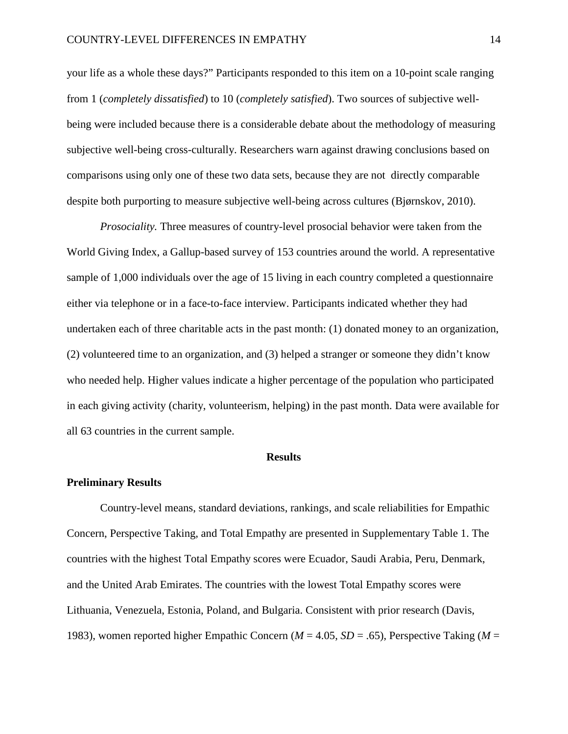your life as a whole these days?" Participants responded to this item on a 10-point scale ranging from 1 (*completely dissatisfied*) to 10 (*completely satisfied*). Two sources of subjective well-being were included because there is a considerable debate about the methodology of measuring subjective well-being cross-culturally. Researchers warn against drawing conclusions based on comparisons using only one of these two data sets, because they are not directly comparable despite both purporting to measure subjective well-being across cultures (Bjørnskov, 2010).

*Prosociality.* Three measures of country-level prosocial behavior were taken from the World Giving Index, a Gallup-based survey of 153 countries around the world. A representative sample of 1,000 individuals over the age of 15 living in each country completed a questionnaire either via telephone or in a face-to-face interview. Participants indicated whether they had undertaken each of three charitable acts in the past month: (1) donated money to an organization, (2) volunteered time to an organization, and (3) helped a stranger or someone they didn't know who needed help. Higher values indicate a higher percentage of the population who participated in each giving activity (charity, volunteerism, helping) in the past month. Data were available for all 63 countries in the current sample.

## Results

### Preliminary Results

Country-level means, standard deviations, rankings, and scale reliabilities for Empathic Concern, Perspective Taking, and Total Empathy are presented in Supplementary Table 1. The countries with the highest Total Empathy scores were Ecuador, Saudi Arabia, Peru, Denmark, and the United Arab Emirates. The countries with the lowest Total Empathy scores were Lithuania, Venezuela, Estonia, Poland, and Bulgaria. Consistent with prior research (Davis, 1983), women reported higher Empathic Concern ($M$ = 4.05, $SD$ = .65), Perspective Taking ($M$ =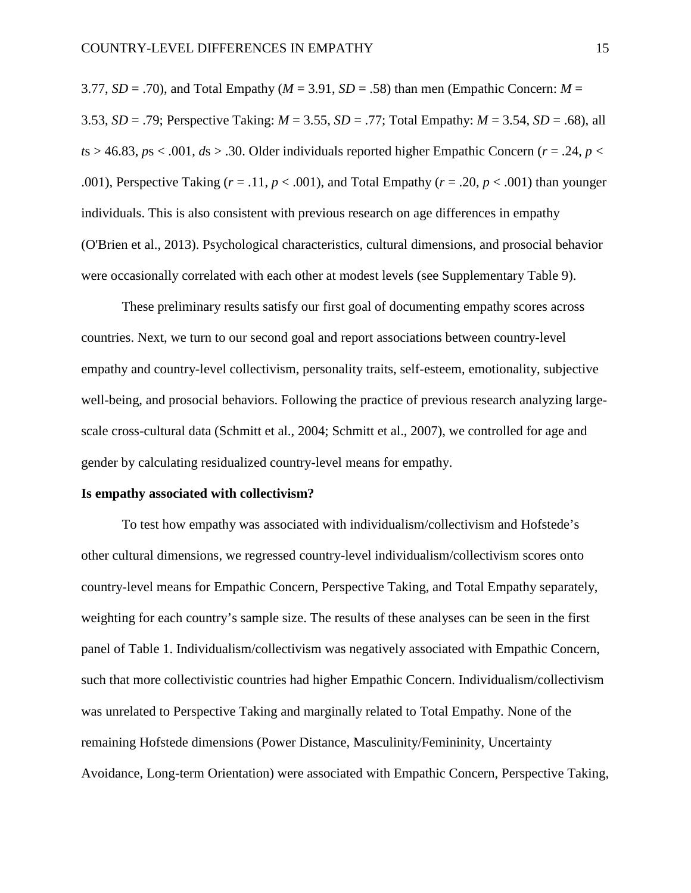3.77, $SD = .70$), and Total Empathy ($M = 3.91$, $SD = .58$) than men (Empathic Concern: $M = 3.53$, $SD = .79$; Perspective Taking: $M = 3.55$, $SD = .77$; Total Empathy: $M = 3.54$, $SD = .68$), all $t$s > 46.83, $p$s < .001, $d$s > .30. Older individuals reported higher Empathic Concern ($r = .24$, $p < .001$), Perspective Taking ($r = .11$, $p < .001$), and Total Empathy ($r = .20$, $p < .001$) than younger individuals. This is also consistent with previous research on age differences in empathy (O'Brien et al., 2013). Psychological characteristics, cultural dimensions, and prosocial behavior were occasionally correlated with each other at modest levels (see Supplementary Table 9).

These preliminary results satisfy our first goal of documenting empathy scores across countries. Next, we turn to our second goal and report associations between country-level empathy and country-level collectivism, personality traits, self-esteem, emotionality, subjective well-being, and prosocial behaviors. Following the practice of previous research analyzing large-scale cross-cultural data (Schmitt et al., 2004; Schmitt et al., 2007), we controlled for age and gender by calculating residualized country-level means for empathy.

**Is empathy associated with collectivism?**

To test how empathy was associated with individualism/collectivism and Hofstede's other cultural dimensions, we regressed country-level individualism/collectivism scores onto country-level means for Empathic Concern, Perspective Taking, and Total Empathy separately, weighting for each country's sample size. The results of these analyses can be seen in the first panel of Table 1. Individualism/collectivism was negatively associated with Empathic Concern, such that more collectivistic countries had higher Empathic Concern. Individualism/collectivism was unrelated to Perspective Taking and marginally related to Total Empathy. None of the remaining Hofstede dimensions (Power Distance, Masculinity/Femininity, Uncertainty Avoidance, Long-term Orientation) were associated with Empathic Concern, Perspective Taking,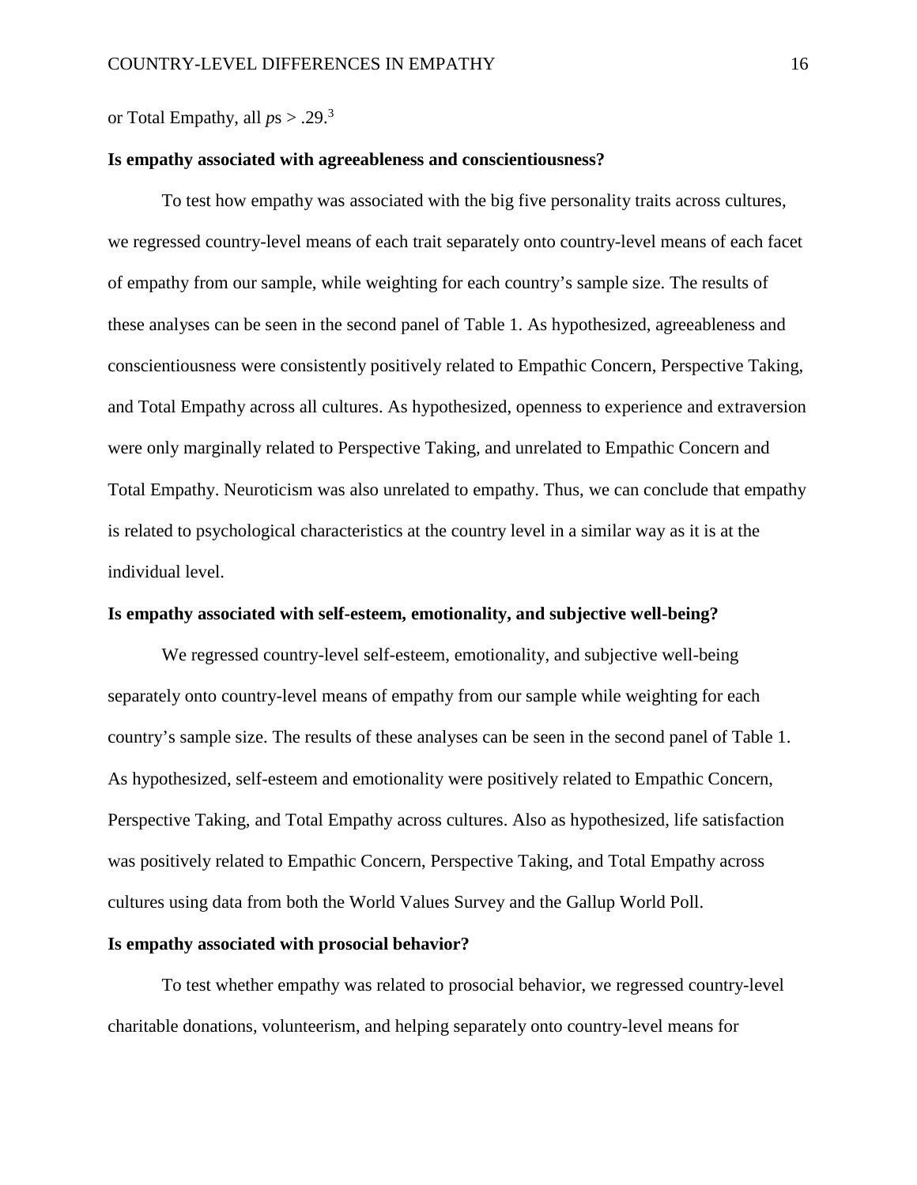or Total Empathy, all *p*s > .29.[3]

**Is empathy associated with agreeableness and conscientiousness?**

To test how empathy was associated with the big five personality traits across cultures, we regressed country-level means of each trait separately onto country-level means of each facet of empathy from our sample, while weighting for each country's sample size. The results of these analyses can be seen in the second panel of Table 1. As hypothesized, agreeableness and conscientiousness were consistently positively related to Empathic Concern, Perspective Taking, and Total Empathy across all cultures. As hypothesized, openness to experience and extraversion were only marginally related to Perspective Taking, and unrelated to Empathic Concern and Total Empathy. Neuroticism was also unrelated to empathy. Thus, we can conclude that empathy is related to psychological characteristics at the country level in a similar way as it is at the individual level.

**Is empathy associated with self-esteem, emotionality, and subjective well-being?**

We regressed country-level self-esteem, emotionality, and subjective well-being separately onto country-level means of empathy from our sample while weighting for each country's sample size. The results of these analyses can be seen in the second panel of Table 1. As hypothesized, self-esteem and emotionality were positively related to Empathic Concern, Perspective Taking, and Total Empathy across cultures. Also as hypothesized, life satisfaction was positively related to Empathic Concern, Perspective Taking, and Total Empathy across cultures using data from both the World Values Survey and the Gallup World Poll.

**Is empathy associated with prosocial behavior?**

To test whether empathy was related to prosocial behavior, we regressed country-level charitable donations, volunteerism, and helping separately onto country-level means for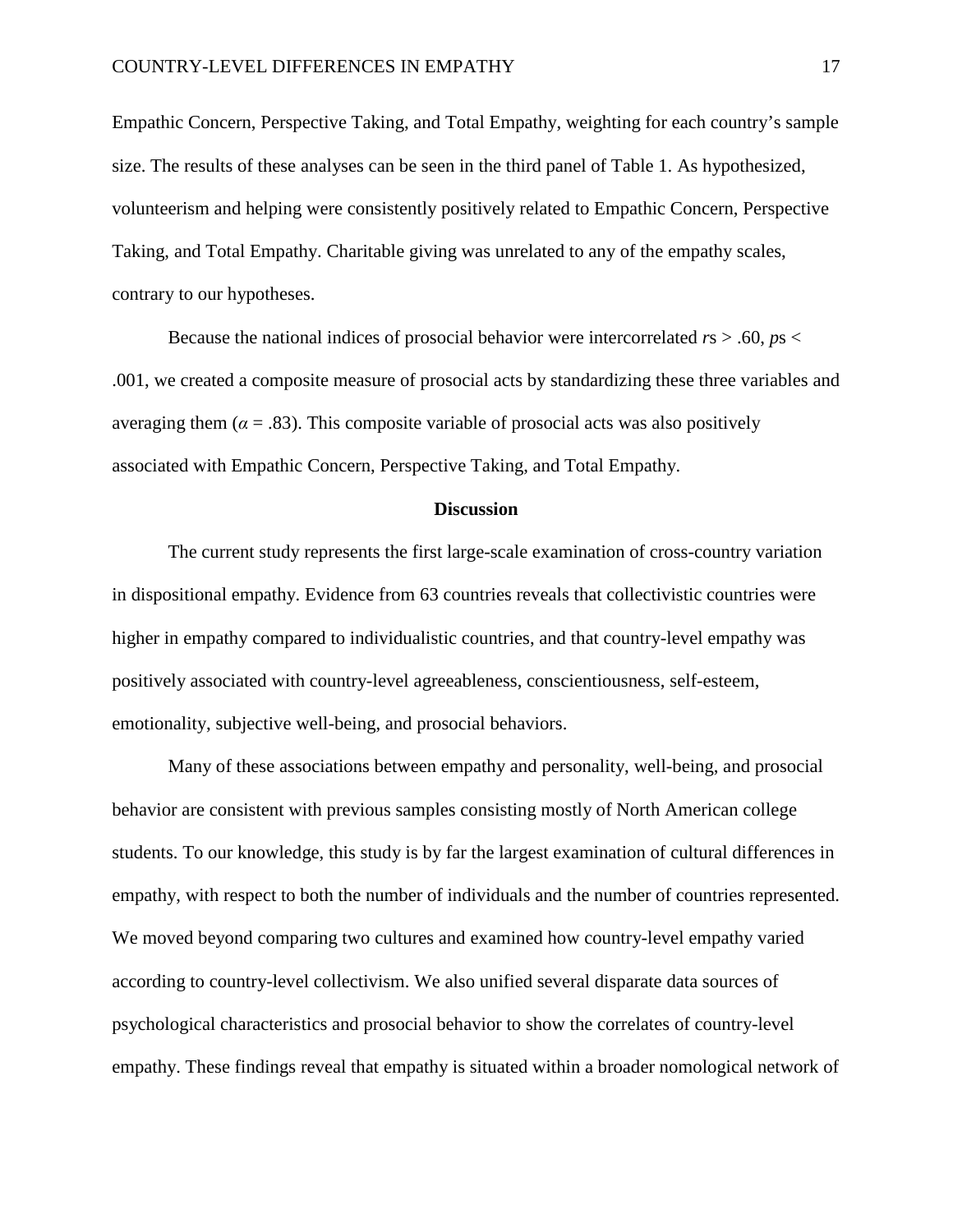Empathic Concern, Perspective Taking, and Total Empathy, weighting for each country's sample size. The results of these analyses can be seen in the third panel of Table 1. As hypothesized, volunteerism and helping were consistently positively related to Empathic Concern, Perspective Taking, and Total Empathy. Charitable giving was unrelated to any of the empathy scales, contrary to our hypotheses.

Because the national indices of prosocial behavior were intercorrelated *r*s > .60, *p*s < .001, we created a composite measure of prosocial acts by standardizing these three variables and averaging them ($\alpha$ = .83). This composite variable of prosocial acts was also positively associated with Empathic Concern, Perspective Taking, and Total Empathy.

## Discussion

The current study represents the first large-scale examination of cross-country variation in dispositional empathy. Evidence from 63 countries reveals that collectivistic countries were higher in empathy compared to individualistic countries, and that country-level empathy was positively associated with country-level agreeableness, conscientiousness, self-esteem, emotionality, subjective well-being, and prosocial behaviors.

Many of these associations between empathy and personality, well-being, and prosocial behavior are consistent with previous samples consisting mostly of North American college students. To our knowledge, this study is by far the largest examination of cultural differences in empathy, with respect to both the number of individuals and the number of countries represented. We moved beyond comparing two cultures and examined how country-level empathy varied according to country-level collectivism. We also unified several disparate data sources of psychological characteristics and prosocial behavior to show the correlates of country-level empathy. These findings reveal that empathy is situated within a broader nomological network of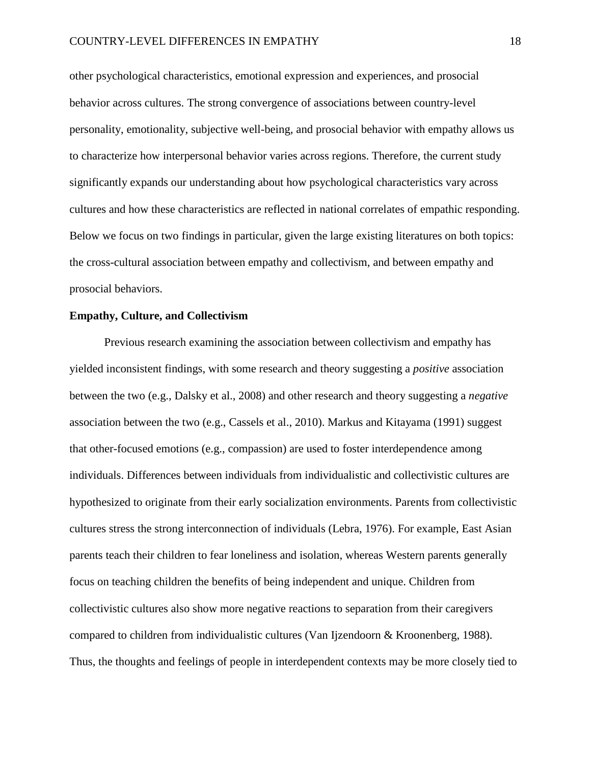other psychological characteristics, emotional expression and experiences, and prosocial behavior across cultures. The strong convergence of associations between country-level personality, emotionality, subjective well-being, and prosocial behavior with empathy allows us to characterize how interpersonal behavior varies across regions. Therefore, the current study significantly expands our understanding about how psychological characteristics vary across cultures and how these characteristics are reflected in national correlates of empathic responding. Below we focus on two findings in particular, given the large existing literatures on both topics: the cross-cultural association between empathy and collectivism, and between empathy and prosocial behaviors.

**Empathy, Culture, and Collectivism**

Previous research examining the association between collectivism and empathy has yielded inconsistent findings, with some research and theory suggesting a *positive* association between the two (e.g., Dalsky et al., 2008) and other research and theory suggesting a *negative* association between the two (e.g., Cassels et al., 2010). Markus and Kitayama (1991) suggest that other-focused emotions (e.g., compassion) are used to foster interdependence among individuals. Differences between individuals from individualistic and collectivistic cultures are hypothesized to originate from their early socialization environments. Parents from collectivistic cultures stress the strong interconnection of individuals (Lebra, 1976). For example, East Asian parents teach their children to fear loneliness and isolation, whereas Western parents generally focus on teaching children the benefits of being independent and unique. Children from collectivistic cultures also show more negative reactions to separation from their caregivers compared to children from individualistic cultures (Van Ijzendoorn & Kroonenberg, 1988). Thus, the thoughts and feelings of people in interdependent contexts may be more closely tied to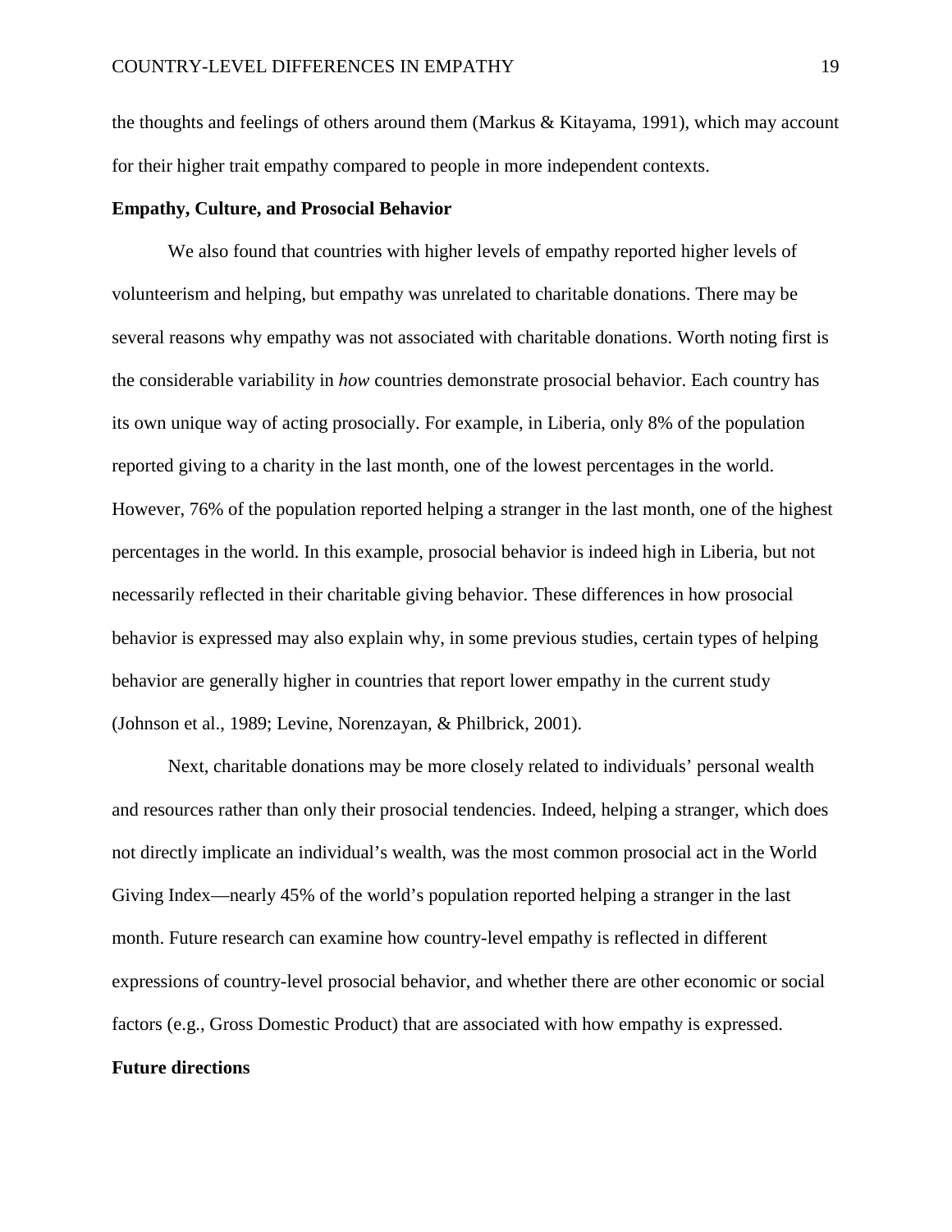the thoughts and feelings of others around them (Markus & Kitayama, 1991), which may account for their higher trait empathy compared to people in more independent contexts.

**Empathy, Culture, and Prosocial Behavior**

We also found that countries with higher levels of empathy reported higher levels of volunteerism and helping, but empathy was unrelated to charitable donations. There may be several reasons why empathy was not associated with charitable donations. Worth noting first is the considerable variability in *how* countries demonstrate prosocial behavior. Each country has its own unique way of acting prosocially. For example, in Liberia, only 8% of the population reported giving to a charity in the last month, one of the lowest percentages in the world. However, 76% of the population reported helping a stranger in the last month, one of the highest percentages in the world. In this example, prosocial behavior is indeed high in Liberia, but not necessarily reflected in their charitable giving behavior. These differences in how prosocial behavior is expressed may also explain why, in some previous studies, certain types of helping behavior are generally higher in countries that report lower empathy in the current study (Johnson et al., 1989; Levine, Norenzayan, & Philbrick, 2001).

Next, charitable donations may be more closely related to individuals' personal wealth and resources rather than only their prosocial tendencies. Indeed, helping a stranger, which does not directly implicate an individual's wealth, was the most common prosocial act in the World Giving Index—nearly 45% of the world's population reported helping a stranger in the last month. Future research can examine how country-level empathy is reflected in different expressions of country-level prosocial behavior, and whether there are other economic or social factors (e.g., Gross Domestic Product) that are associated with how empathy is expressed.

**Future directions**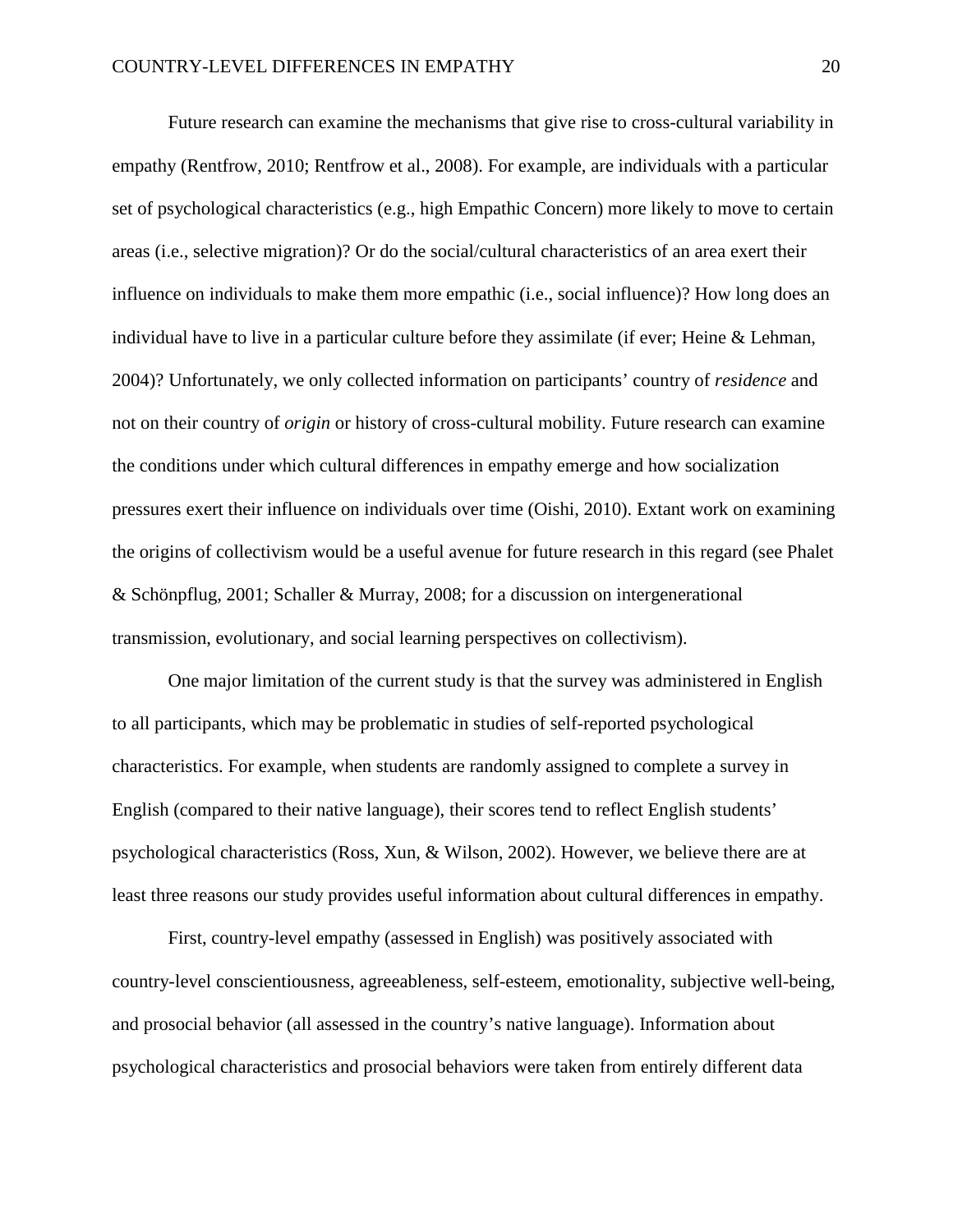Future research can examine the mechanisms that give rise to cross-cultural variability in empathy (Rentfrow, 2010; Rentfrow et al., 2008). For example, are individuals with a particular set of psychological characteristics (e.g., high Empathic Concern) more likely to move to certain areas (i.e., selective migration)? Or do the social/cultural characteristics of an area exert their influence on individuals to make them more empathic (i.e., social influence)? How long does an individual have to live in a particular culture before they assimilate (if ever; Heine & Lehman, 2004)? Unfortunately, we only collected information on participants' country of *residence* and not on their country of *origin* or history of cross-cultural mobility. Future research can examine the conditions under which cultural differences in empathy emerge and how socialization pressures exert their influence on individuals over time (Oishi, 2010). Extant work on examining the origins of collectivism would be a useful avenue for future research in this regard (see Phalet & Schönpflug, 2001; Schaller & Murray, 2008; for a discussion on intergenerational transmission, evolutionary, and social learning perspectives on collectivism).

One major limitation of the current study is that the survey was administered in English to all participants, which may be problematic in studies of self-reported psychological characteristics. For example, when students are randomly assigned to complete a survey in English (compared to their native language), their scores tend to reflect English students' psychological characteristics (Ross, Xun, & Wilson, 2002). However, we believe there are at least three reasons our study provides useful information about cultural differences in empathy.

First, country-level empathy (assessed in English) was positively associated with country-level conscientiousness, agreeableness, self-esteem, emotionality, subjective well-being, and prosocial behavior (all assessed in the country's native language). Information about psychological characteristics and prosocial behaviors were taken from entirely different data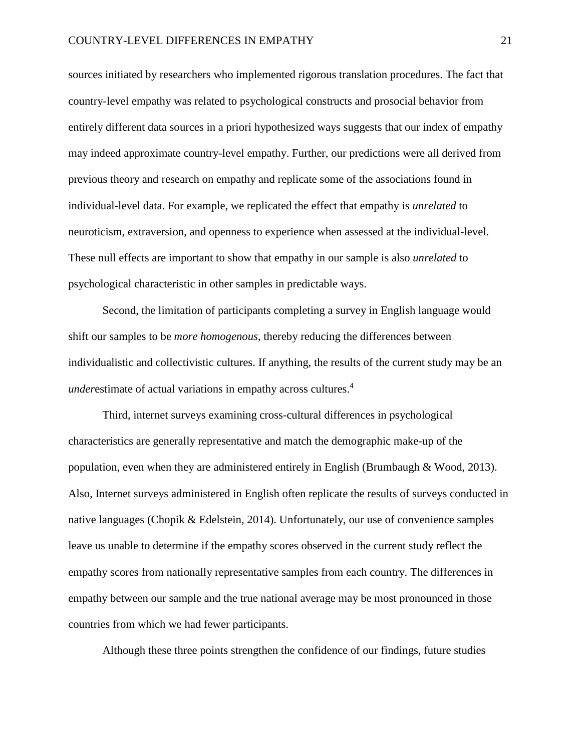sources initiated by researchers who implemented rigorous translation procedures. The fact that country-level empathy was related to psychological constructs and prosocial behavior from entirely different data sources in a priori hypothesized ways suggests that our index of empathy may indeed approximate country-level empathy. Further, our predictions were all derived from previous theory and research on empathy and replicate some of the associations found in individual-level data. For example, we replicated the effect that empathy is *unrelated* to neuroticism, extraversion, and openness to experience when assessed at the individual-level. These null effects are important to show that empathy in our sample is also *unrelated* to psychological characteristic in other samples in predictable ways.

Second, the limitation of participants completing a survey in English language would shift our samples to be *more homogenous*, thereby reducing the differences between individualistic and collectivistic cultures. If anything, the results of the current study may be an *under*estimate of actual variations in empathy across cultures.[4]

Third, internet surveys examining cross-cultural differences in psychological characteristics are generally representative and match the demographic make-up of the population, even when they are administered entirely in English (Brumbaugh & Wood, 2013). Also, Internet surveys administered in English often replicate the results of surveys conducted in native languages (Chopik & Edelstein, 2014). Unfortunately, our use of convenience samples leave us unable to determine if the empathy scores observed in the current study reflect the empathy scores from nationally representative samples from each country. The differences in empathy between our sample and the true national average may be most pronounced in those countries from which we had fewer participants.

Although these three points strengthen the confidence of our findings, future studies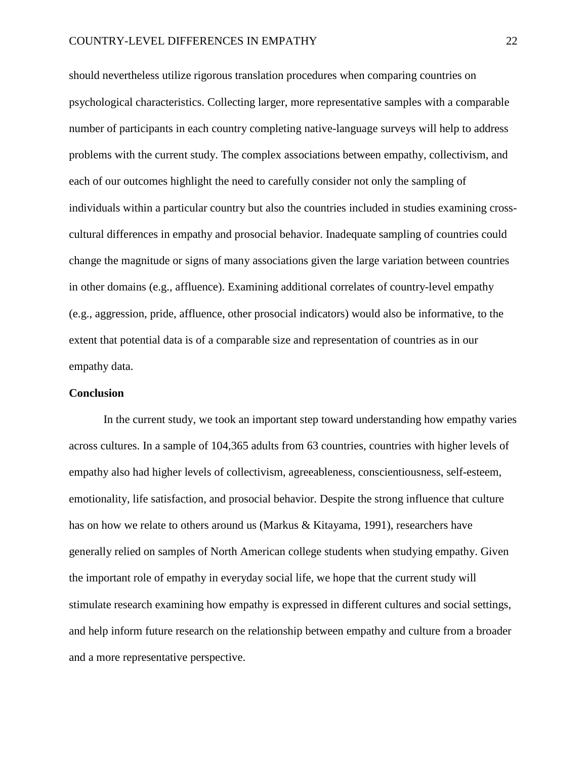should nevertheless utilize rigorous translation procedures when comparing countries on psychological characteristics. Collecting larger, more representative samples with a comparable number of participants in each country completing native-language surveys will help to address problems with the current study. The complex associations between empathy, collectivism, and each of our outcomes highlight the need to carefully consider not only the sampling of individuals within a particular country but also the countries included in studies examining cross-cultural differences in empathy and prosocial behavior. Inadequate sampling of countries could change the magnitude or signs of many associations given the large variation between countries in other domains (e.g., affluence). Examining additional correlates of country-level empathy (e.g., aggression, pride, affluence, other prosocial indicators) would also be informative, to the extent that potential data is of a comparable size and representation of countries as in our empathy data.

## Conclusion

In the current study, we took an important step toward understanding how empathy varies across cultures. In a sample of 104,365 adults from 63 countries, countries with higher levels of empathy also had higher levels of collectivism, agreeableness, conscientiousness, self-esteem, emotionality, life satisfaction, and prosocial behavior. Despite the strong influence that culture has on how we relate to others around us (Markus & Kitayama, 1991), researchers have generally relied on samples of North American college students when studying empathy. Given the important role of empathy in everyday social life, we hope that the current study will stimulate research examining how empathy is expressed in different cultures and social settings, and help inform future research on the relationship between empathy and culture from a broader and a more representative perspective.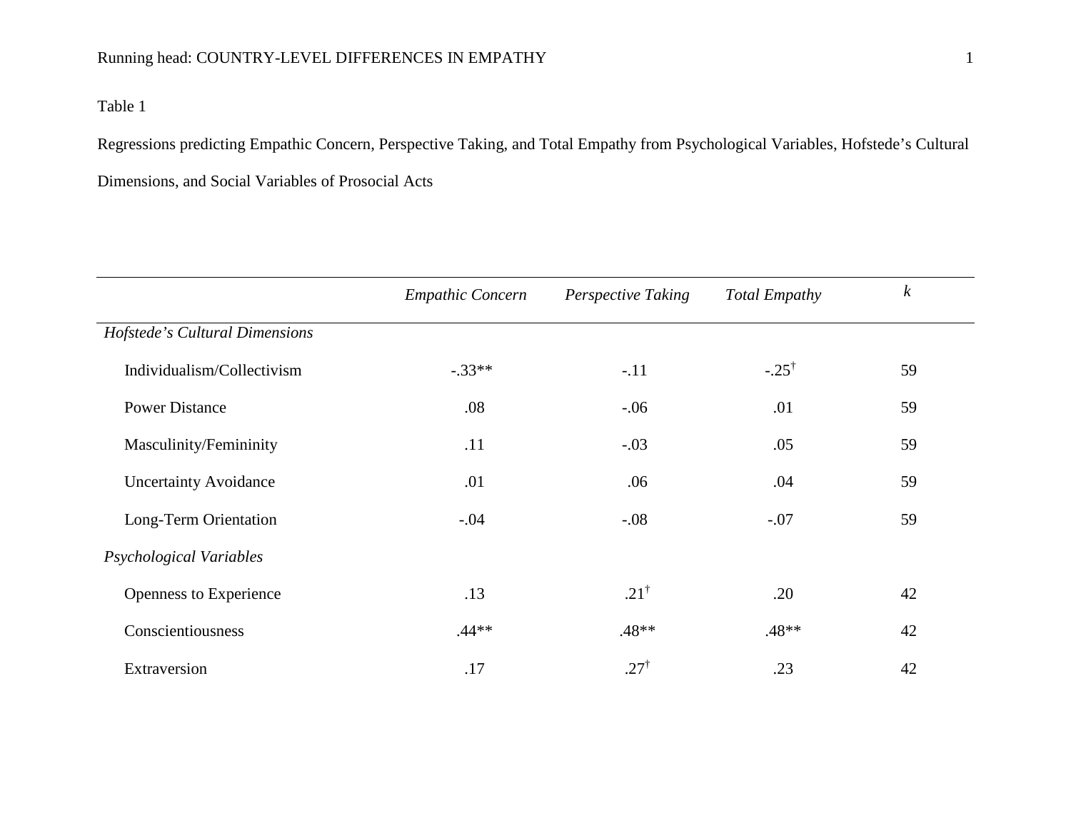Table 1

Regressions predicting Empathic Concern, Perspective Taking, and Total Empathy from Psychological Variables, Hofstede's Cultural Dimensions, and Social Variables of Prosocial Acts

| | *Empathic Concern* | *Perspective Taking* | *Total Empathy* | *k* |
|---|---|---|---|---|
| *Hofstede's Cultural Dimensions* | | | | |
| Individualism/Collectivism | -.33** | -.11 | -.25† | 59 |
| Power Distance | .08 | -.06 | .01 | 59 |
| Masculinity/Femininity | .11 | -.03 | .05 | 59 |
| Uncertainty Avoidance | .01 | .06 | .04 | 59 |
| Long-Term Orientation | -.04 | -.08 | -.07 | 59 |
| *Psychological Variables* | | | | |
| Openness to Experience | .13 | .21† | .20 | 42 |
| Conscientiousness | .44** | .48** | .48** | 42 |
| Extraversion | .17 | .27† | .23 | 42 |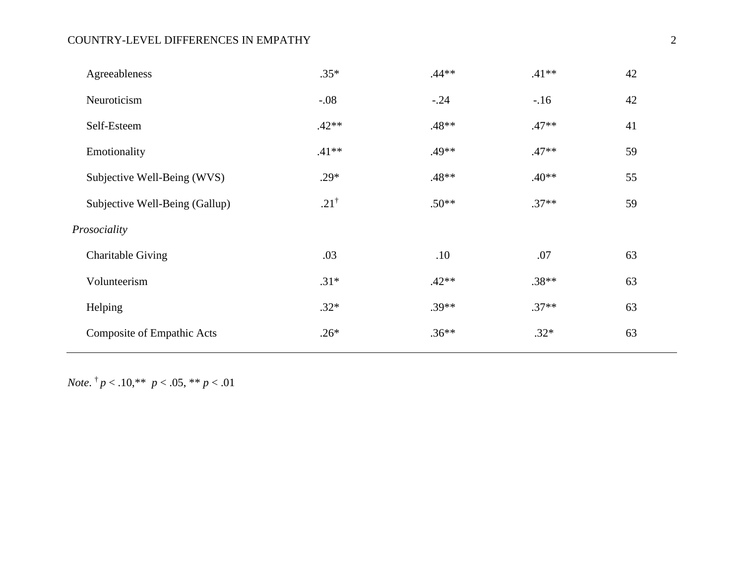| | | | | |
|---|---|---|---|---|
| Agreeableness | .35* | .44** | .41** | 42 |
| Neuroticism | -.08 | -.24 | -.16 | 42 |
| Self-Esteem | .42** | .48** | .47** | 41 |
| Emotionality | .41** | .49** | .47** | 59 |
| Subjective Well-Being (WVS) | .29* | .48** | .40** | 55 |
| Subjective Well-Being (Gallup) | .21† | .50** | .37** | 59 |
| *Prosociality* | | | | |
| Charitable Giving | .03 | .10 | .07 | 63 |
| Volunteerism | .31* | .42** | .38** | 63 |
| Helping | .32* | .39** | .37** | 63 |
| Composite of Empathic Acts | .26* | .36** | .32* | 63 |

*Note*. † $p < .10$,** $p < .05$, ** $p < .01$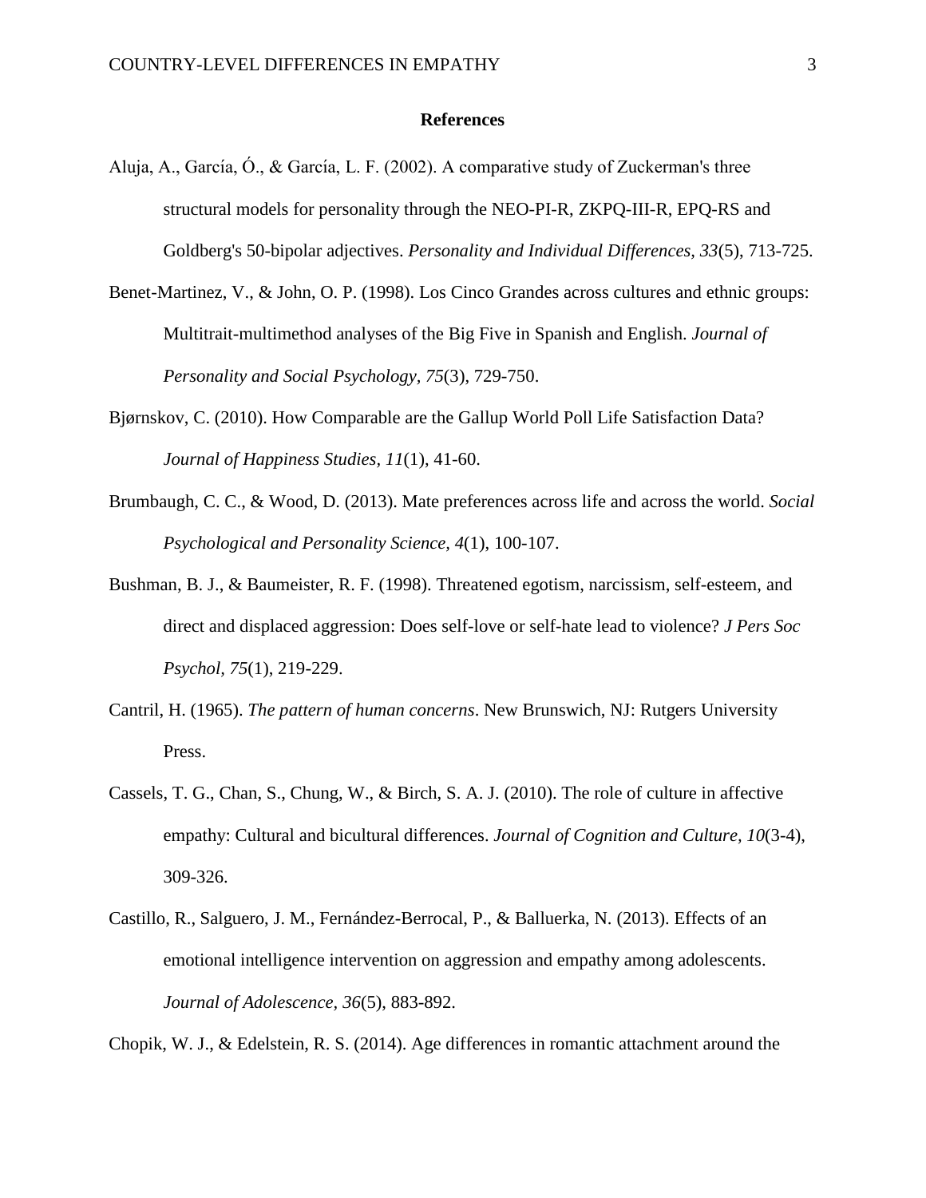**References**

Aluja, A., García, Ó., & García, L. F. (2002). A comparative study of Zuckerman's three structural models for personality through the NEO-PI-R, ZKPQ-III-R, EPQ-RS and Goldberg's 50-bipolar adjectives. *Personality and Individual Differences, 33*(5), 713-725.

Benet-Martinez, V., & John, O. P. (1998). Los Cinco Grandes across cultures and ethnic groups: Multitrait-multimethod analyses of the Big Five in Spanish and English. *Journal of Personality and Social Psychology, 75*(3), 729-750.

Bjørnskov, C. (2010). How Comparable are the Gallup World Poll Life Satisfaction Data? *Journal of Happiness Studies, 11*(1), 41-60.

Brumbaugh, C. C., & Wood, D. (2013). Mate preferences across life and across the world. *Social Psychological and Personality Science, 4*(1), 100-107.

Bushman, B. J., & Baumeister, R. F. (1998). Threatened egotism, narcissism, self-esteem, and direct and displaced aggression: Does self-love or self-hate lead to violence? *J Pers Soc Psychol, 75*(1), 219-229.

Cantril, H. (1965). *The pattern of human concerns*. New Brunswich, NJ: Rutgers University Press.

Cassels, T. G., Chan, S., Chung, W., & Birch, S. A. J. (2010). The role of culture in affective empathy: Cultural and bicultural differences. *Journal of Cognition and Culture, 10*(3-4), 309-326.

Castillo, R., Salguero, J. M., Fernández-Berrocal, P., & Balluerka, N. (2013). Effects of an emotional intelligence intervention on aggression and empathy among adolescents. *Journal of Adolescence, 36*(5), 883-892.

Chopik, W. J., & Edelstein, R. S. (2014). Age differences in romantic attachment around the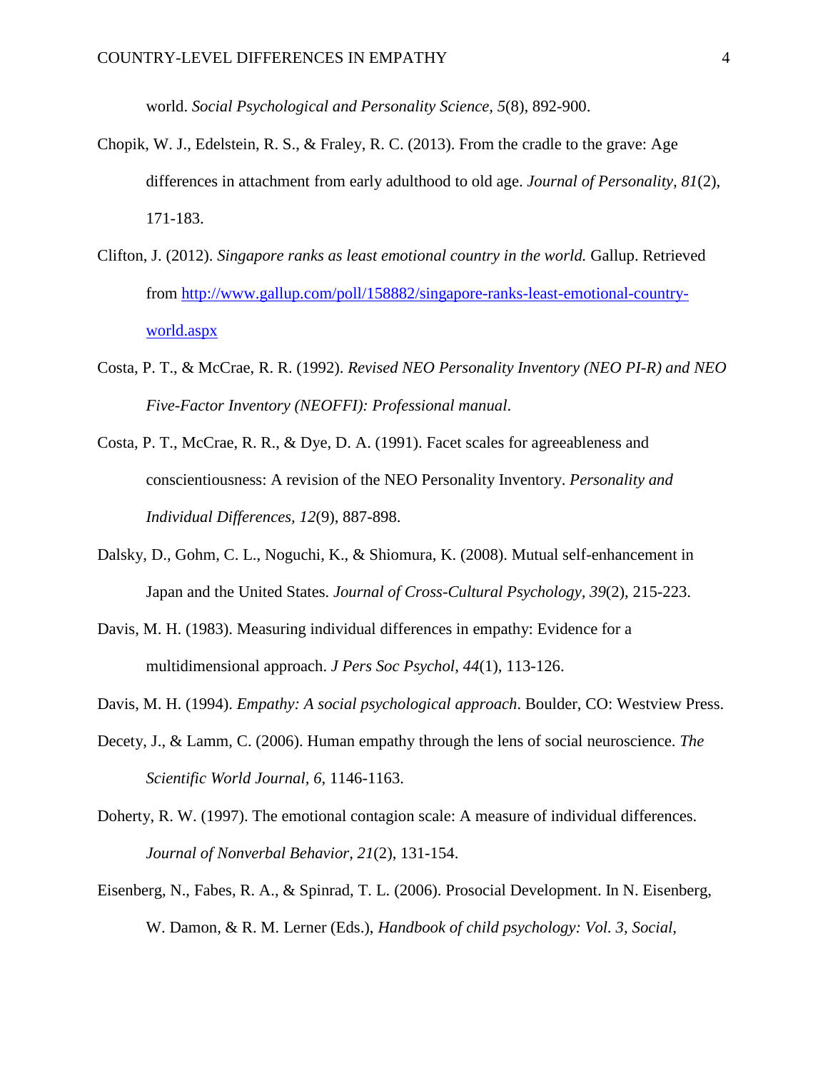world. *Social Psychological and Personality Science, 5*(8), 892-900.

Chopik, W. J., Edelstein, R. S., & Fraley, R. C. (2013). From the cradle to the grave: Age differences in attachment from early adulthood to old age. *Journal of Personality, 81*(2), 171-183.

Clifton, J. (2012). *Singapore ranks as least emotional country in the world.* Gallup. Retrieved from http://www.gallup.com/poll/158882/singapore-ranks-least-emotional-country-world.aspx

Costa, P. T., & McCrae, R. R. (1992). *Revised NEO Personality Inventory (NEO PI-R) and NEO Five-Factor Inventory (NEOFFI): Professional manual*.

Costa, P. T., McCrae, R. R., & Dye, D. A. (1991). Facet scales for agreeableness and conscientiousness: A revision of the NEO Personality Inventory. *Personality and Individual Differences, 12*(9), 887-898.

Dalsky, D., Gohm, C. L., Noguchi, K., & Shiomura, K. (2008). Mutual self-enhancement in Japan and the United States. *Journal of Cross-Cultural Psychology, 39*(2), 215-223.

Davis, M. H. (1983). Measuring individual differences in empathy: Evidence for a multidimensional approach. *J Pers Soc Psychol, 44*(1), 113-126.

Davis, M. H. (1994). *Empathy: A social psychological approach*. Boulder, CO: Westview Press.

Decety, J., & Lamm, C. (2006). Human empathy through the lens of social neuroscience. *The Scientific World Journal, 6*, 1146-1163.

Doherty, R. W. (1997). The emotional contagion scale: A measure of individual differences. *Journal of Nonverbal Behavior, 21*(2), 131-154.

Eisenberg, N., Fabes, R. A., & Spinrad, T. L. (2006). Prosocial Development. In N. Eisenberg, W. Damon, & R. M. Lerner (Eds.), *Handbook of child psychology: Vol. 3, Social,*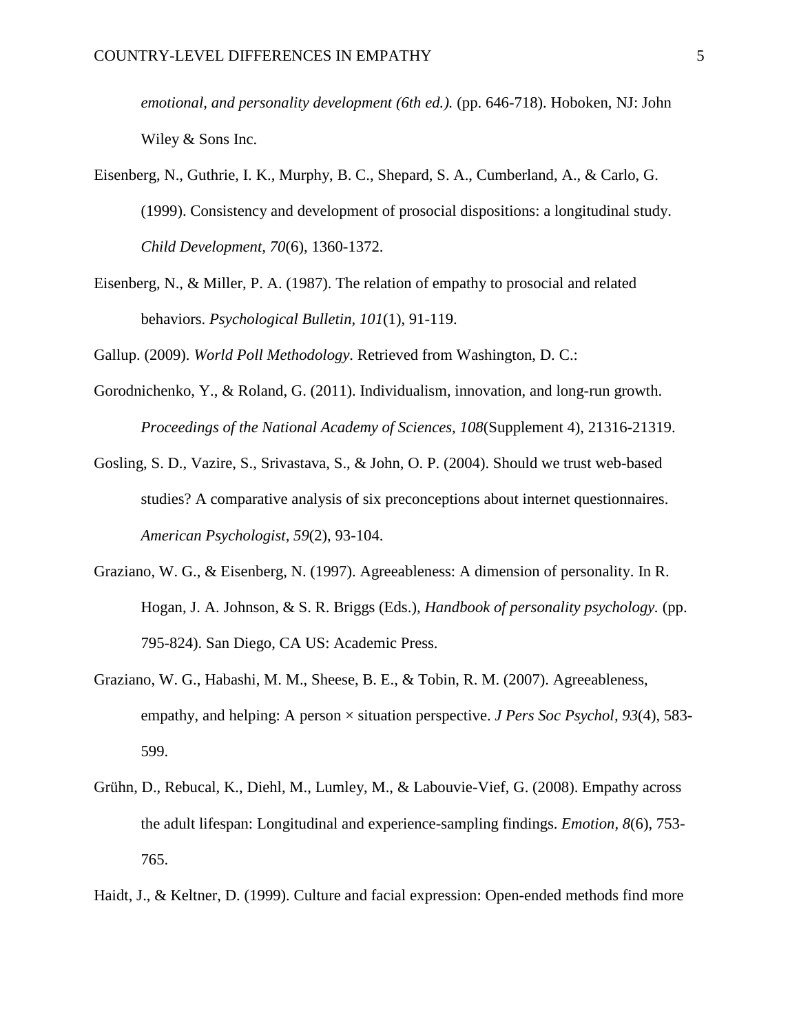*emotional, and personality development (6th ed.).* (pp. 646-718). Hoboken, NJ: John Wiley & Sons Inc.

Eisenberg, N., Guthrie, I. K., Murphy, B. C., Shepard, S. A., Cumberland, A., & Carlo, G. (1999). Consistency and development of prosocial dispositions: a longitudinal study. *Child Development, 70*(6), 1360-1372.

Eisenberg, N., & Miller, P. A. (1987). The relation of empathy to prosocial and related behaviors. *Psychological Bulletin, 101*(1), 91-119.

Gallup. (2009). *World Poll Methodology*. Retrieved from Washington, D. C.:

Gorodnichenko, Y., & Roland, G. (2011). Individualism, innovation, and long-run growth. *Proceedings of the National Academy of Sciences, 108*(Supplement 4), 21316-21319.

Gosling, S. D., Vazire, S., Srivastava, S., & John, O. P. (2004). Should we trust web-based studies? A comparative analysis of six preconceptions about internet questionnaires. *American Psychologist, 59*(2), 93-104.

Graziano, W. G., & Eisenberg, N. (1997). Agreeableness: A dimension of personality. In R. Hogan, J. A. Johnson, & S. R. Briggs (Eds.), *Handbook of personality psychology.* (pp. 795-824). San Diego, CA US: Academic Press.

Graziano, W. G., Habashi, M. M., Sheese, B. E., & Tobin, R. M. (2007). Agreeableness, empathy, and helping: A person × situation perspective. *J Pers Soc Psychol, 93*(4), 583-599.

Grühn, D., Rebucal, K., Diehl, M., Lumley, M., & Labouvie-Vief, G. (2008). Empathy across the adult lifespan: Longitudinal and experience-sampling findings. *Emotion, 8*(6), 753-765.

Haidt, J., & Keltner, D. (1999). Culture and facial expression: Open-ended methods find more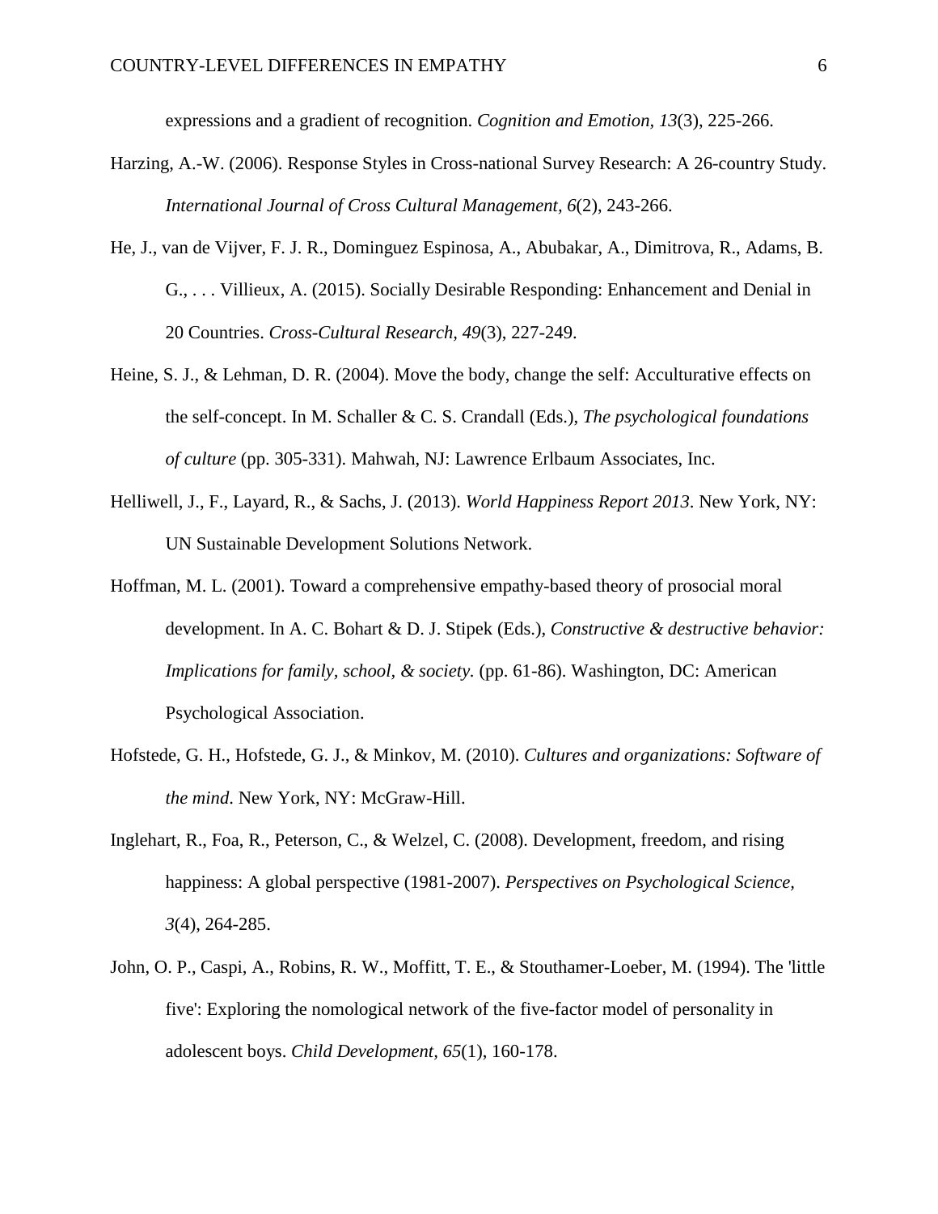expressions and a gradient of recognition. *Cognition and Emotion, 13*(3), 225-266.

Harzing, A.-W. (2006). Response Styles in Cross-national Survey Research: A 26-country Study. *International Journal of Cross Cultural Management, 6*(2), 243-266.

He, J., van de Vijver, F. J. R., Dominguez Espinosa, A., Abubakar, A., Dimitrova, R., Adams, B. G., . . . Villieux, A. (2015). Socially Desirable Responding: Enhancement and Denial in 20 Countries. *Cross-Cultural Research, 49*(3), 227-249.

Heine, S. J., & Lehman, D. R. (2004). Move the body, change the self: Acculturative effects on the self-concept. In M. Schaller & C. S. Crandall (Eds.), *The psychological foundations of culture* (pp. 305-331). Mahwah, NJ: Lawrence Erlbaum Associates, Inc.

Helliwell, J., F., Layard, R., & Sachs, J. (2013). *World Happiness Report 2013*. New York, NY: UN Sustainable Development Solutions Network.

Hoffman, M. L. (2001). Toward a comprehensive empathy-based theory of prosocial moral development. In A. C. Bohart & D. J. Stipek (Eds.), *Constructive & destructive behavior: Implications for family, school, & society.* (pp. 61-86). Washington, DC: American Psychological Association.

Hofstede, G. H., Hofstede, G. J., & Minkov, M. (2010). *Cultures and organizations: Software of the mind*. New York, NY: McGraw-Hill.

Inglehart, R., Foa, R., Peterson, C., & Welzel, C. (2008). Development, freedom, and rising happiness: A global perspective (1981-2007). *Perspectives on Psychological Science, 3*(4), 264-285.

John, O. P., Caspi, A., Robins, R. W., Moffitt, T. E., & Stouthamer-Loeber, M. (1994). The 'little five': Exploring the nomological network of the five-factor model of personality in adolescent boys. *Child Development, 65*(1), 160-178.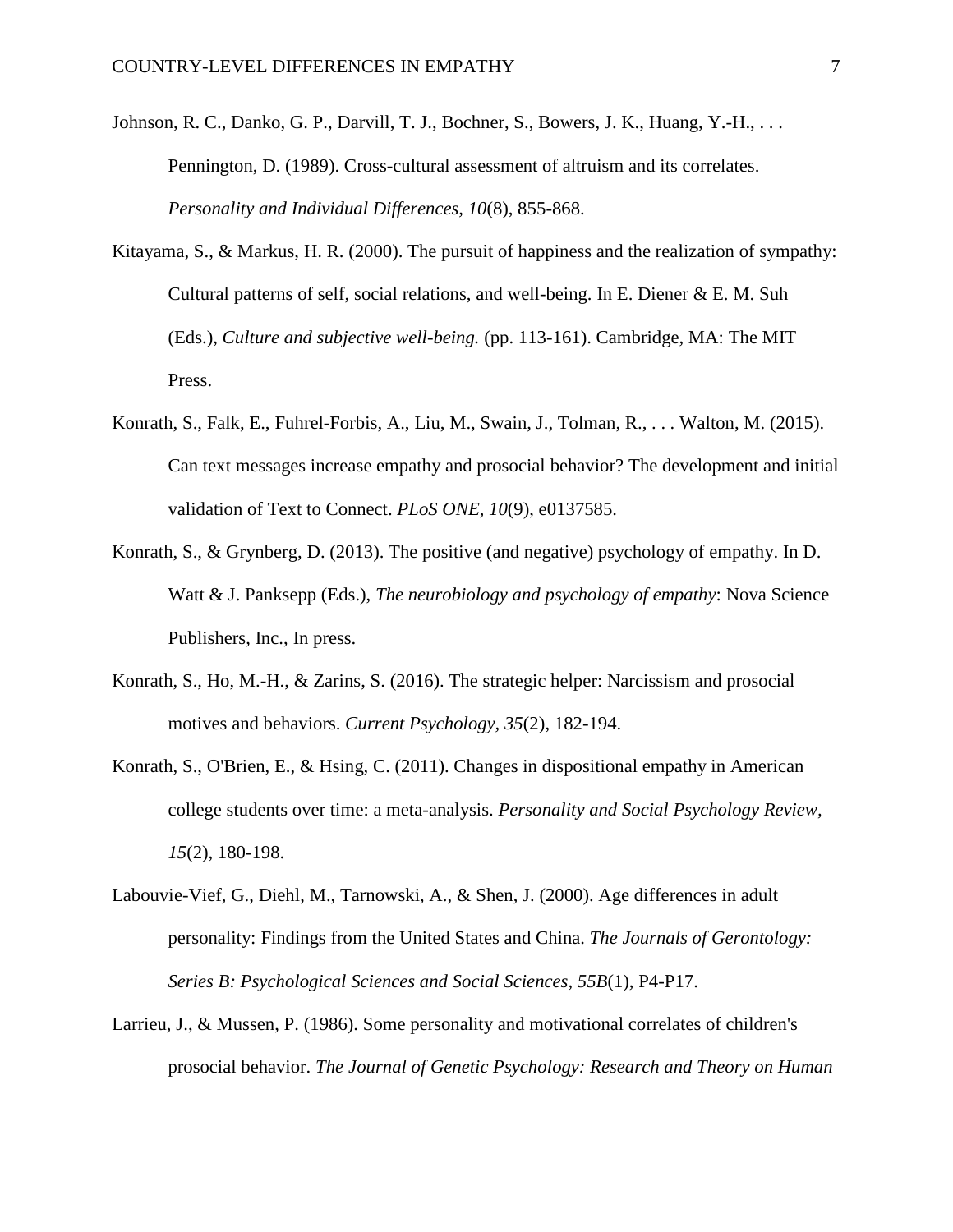Johnson, R. C., Danko, G. P., Darvill, T. J., Bochner, S., Bowers, J. K., Huang, Y.-H., . . . Pennington, D. (1989). Cross-cultural assessment of altruism and its correlates. *Personality and Individual Differences, 10*(8), 855-868.

Kitayama, S., & Markus, H. R. (2000). The pursuit of happiness and the realization of sympathy: Cultural patterns of self, social relations, and well-being. In E. Diener & E. M. Suh (Eds.), *Culture and subjective well-being.* (pp. 113-161). Cambridge, MA: The MIT Press.

Konrath, S., Falk, E., Fuhrel-Forbis, A., Liu, M., Swain, J., Tolman, R., . . . Walton, M. (2015). Can text messages increase empathy and prosocial behavior? The development and initial validation of Text to Connect. *PLoS ONE, 10*(9), e0137585.

Konrath, S., & Grynberg, D. (2013). The positive (and negative) psychology of empathy. In D. Watt & J. Panksepp (Eds.), *The neurobiology and psychology of empathy*: Nova Science Publishers, Inc., In press.

Konrath, S., Ho, M.-H., & Zarins, S. (2016). The strategic helper: Narcissism and prosocial motives and behaviors. *Current Psychology, 35*(2), 182-194.

Konrath, S., O'Brien, E., & Hsing, C. (2011). Changes in dispositional empathy in American college students over time: a meta-analysis. *Personality and Social Psychology Review, 15*(2), 180-198.

Labouvie-Vief, G., Diehl, M., Tarnowski, A., & Shen, J. (2000). Age differences in adult personality: Findings from the United States and China. *The Journals of Gerontology: Series B: Psychological Sciences and Social Sciences, 55B*(1), P4-P17.

Larrieu, J., & Mussen, P. (1986). Some personality and motivational correlates of children's prosocial behavior. *The Journal of Genetic Psychology: Research and Theory on Human*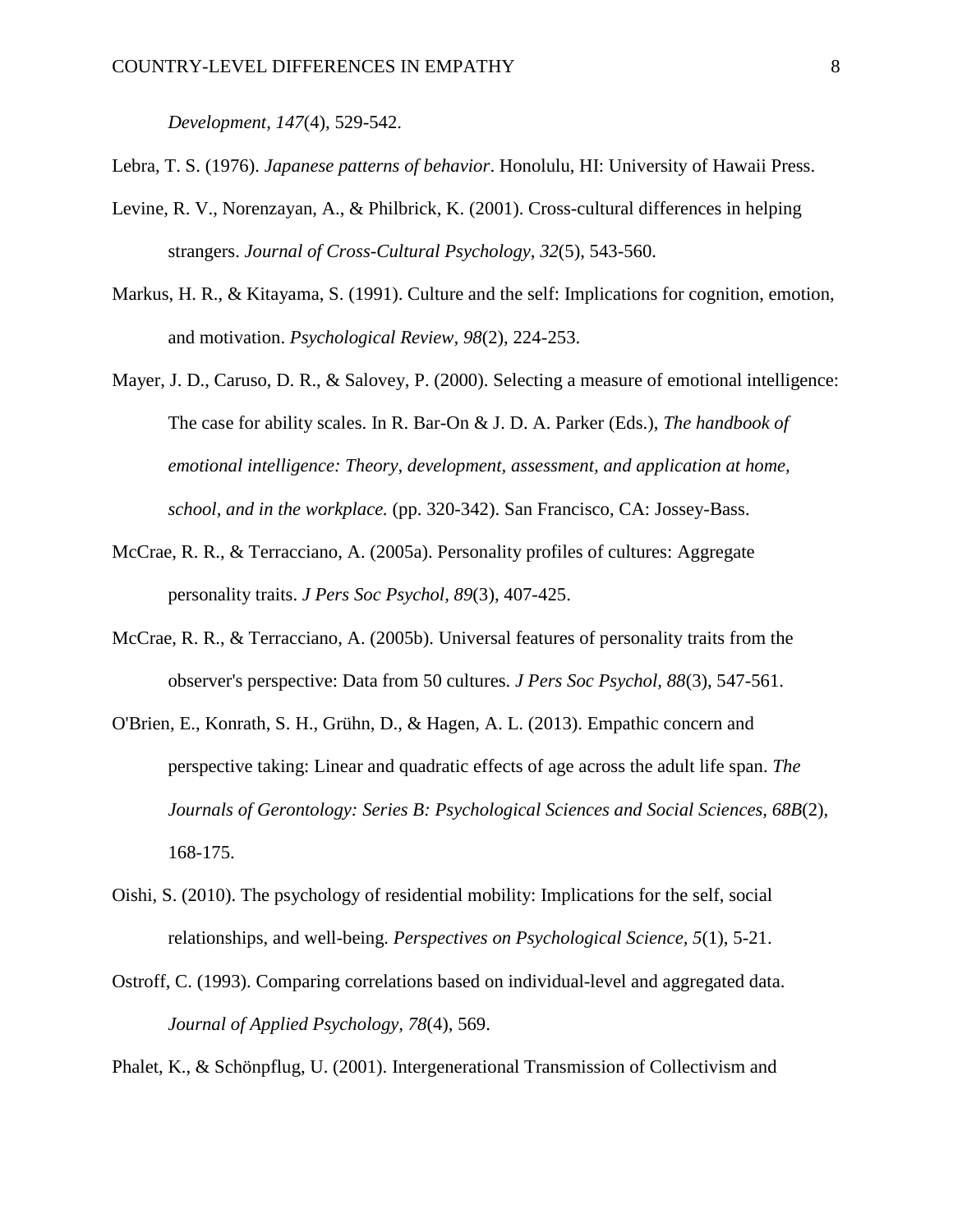*Development, 147*(4), 529-542.

Lebra, T. S. (1976). *Japanese patterns of behavior*. Honolulu, HI: University of Hawaii Press.

Levine, R. V., Norenzayan, A., & Philbrick, K. (2001). Cross-cultural differences in helping strangers. *Journal of Cross-Cultural Psychology, 32*(5), 543-560.

Markus, H. R., & Kitayama, S. (1991). Culture and the self: Implications for cognition, emotion, and motivation. *Psychological Review, 98*(2), 224-253.

Mayer, J. D., Caruso, D. R., & Salovey, P. (2000). Selecting a measure of emotional intelligence: The case for ability scales. In R. Bar-On & J. D. A. Parker (Eds.), *The handbook of emotional intelligence: Theory, development, assessment, and application at home, school, and in the workplace.* (pp. 320-342). San Francisco, CA: Jossey-Bass.

McCrae, R. R., & Terracciano, A. (2005a). Personality profiles of cultures: Aggregate personality traits. *J Pers Soc Psychol, 89*(3), 407-425.

McCrae, R. R., & Terracciano, A. (2005b). Universal features of personality traits from the observer's perspective: Data from 50 cultures. *J Pers Soc Psychol, 88*(3), 547-561.

O'Brien, E., Konrath, S. H., Grühn, D., & Hagen, A. L. (2013). Empathic concern and perspective taking: Linear and quadratic effects of age across the adult life span. *The Journals of Gerontology: Series B: Psychological Sciences and Social Sciences, 68B*(2), 168-175.

Oishi, S. (2010). The psychology of residential mobility: Implications for the self, social relationships, and well-being. *Perspectives on Psychological Science, 5*(1), 5-21.

Ostroff, C. (1993). Comparing correlations based on individual-level and aggregated data. *Journal of Applied Psychology, 78*(4), 569.

Phalet, K., & Schönpflug, U. (2001). Intergenerational Transmission of Collectivism and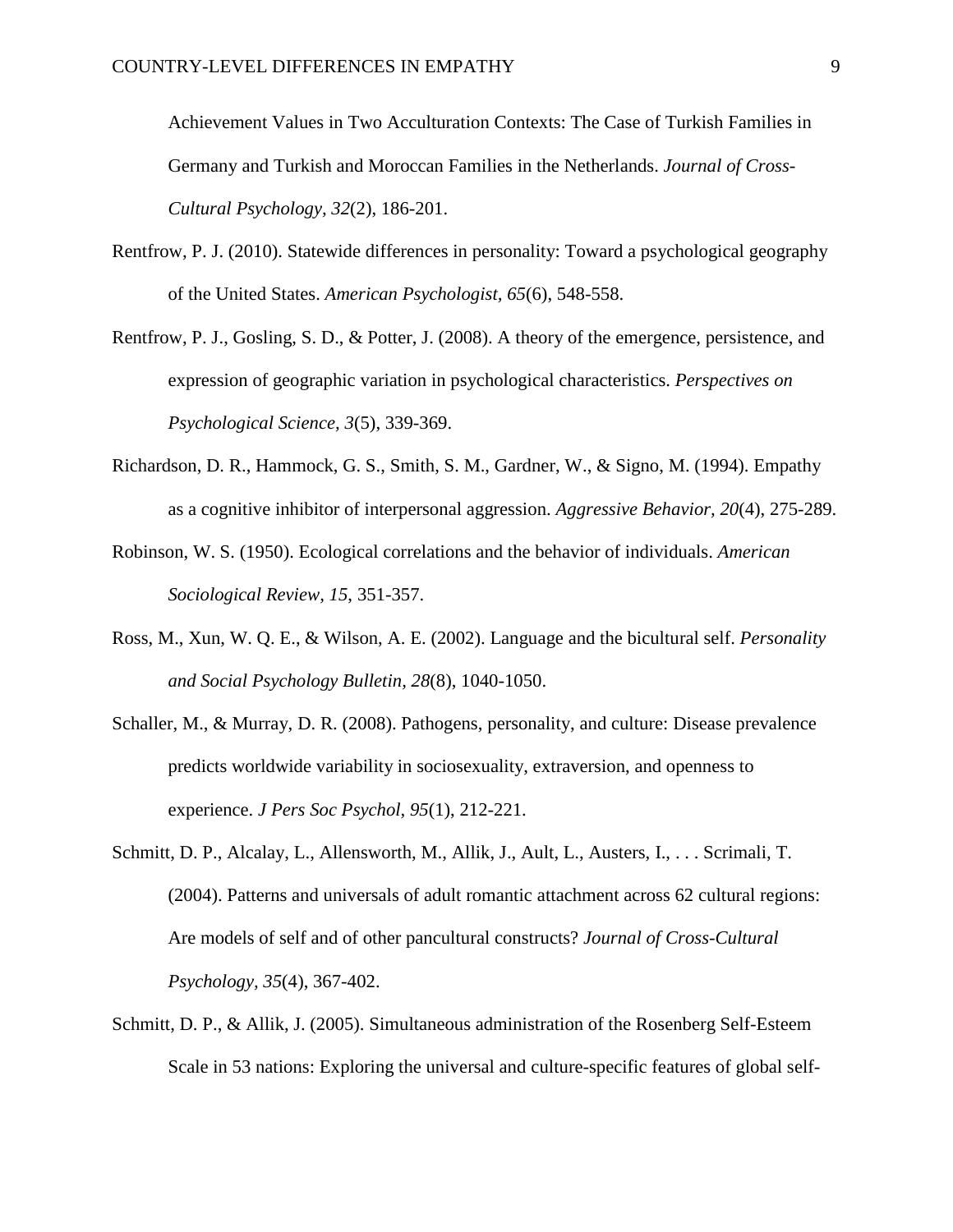Achievement Values in Two Acculturation Contexts: The Case of Turkish Families in Germany and Turkish and Moroccan Families in the Netherlands. *Journal of Cross-Cultural Psychology, 32*(2), 186-201.

Rentfrow, P. J. (2010). Statewide differences in personality: Toward a psychological geography of the United States. *American Psychologist, 65*(6), 548-558.

Rentfrow, P. J., Gosling, S. D., & Potter, J. (2008). A theory of the emergence, persistence, and expression of geographic variation in psychological characteristics. *Perspectives on Psychological Science, 3*(5), 339-369.

Richardson, D. R., Hammock, G. S., Smith, S. M., Gardner, W., & Signo, M. (1994). Empathy as a cognitive inhibitor of interpersonal aggression. *Aggressive Behavior, 20*(4), 275-289.

Robinson, W. S. (1950). Ecological correlations and the behavior of individuals. *American Sociological Review, 15*, 351-357.

Ross, M., Xun, W. Q. E., & Wilson, A. E. (2002). Language and the bicultural self. *Personality and Social Psychology Bulletin, 28*(8), 1040-1050.

Schaller, M., & Murray, D. R. (2008). Pathogens, personality, and culture: Disease prevalence predicts worldwide variability in sociosexuality, extraversion, and openness to experience. *J Pers Soc Psychol, 95*(1), 212-221.

Schmitt, D. P., Alcalay, L., Allensworth, M., Allik, J., Ault, L., Austers, I., . . . Scrimali, T. (2004). Patterns and universals of adult romantic attachment across 62 cultural regions: Are models of self and of other pancultural constructs? *Journal of Cross-Cultural Psychology, 35*(4), 367-402.

Schmitt, D. P., & Allik, J. (2005). Simultaneous administration of the Rosenberg Self-Esteem Scale in 53 nations: Exploring the universal and culture-specific features of global self-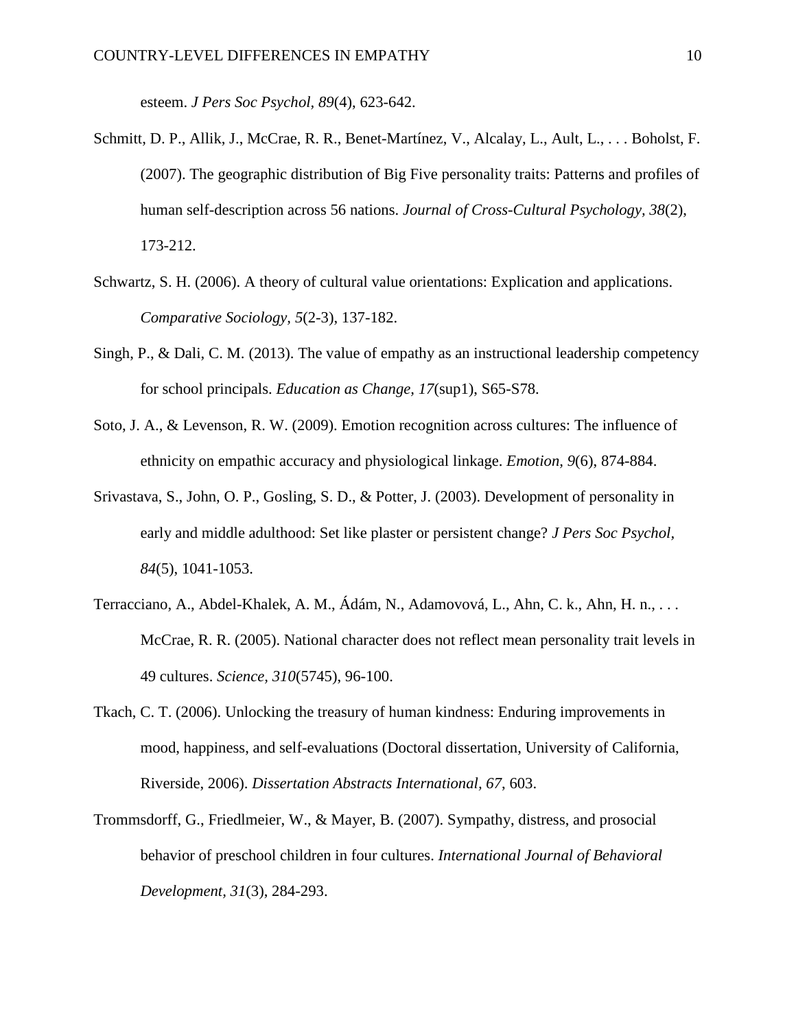esteem. *J Pers Soc Psychol, 89*(4), 623-642.

Schmitt, D. P., Allik, J., McCrae, R. R., Benet-Martínez, V., Alcalay, L., Ault, L., . . . Boholst, F. (2007). The geographic distribution of Big Five personality traits: Patterns and profiles of human self-description across 56 nations. *Journal of Cross-Cultural Psychology, 38*(2), 173-212.

Schwartz, S. H. (2006). A theory of cultural value orientations: Explication and applications. *Comparative Sociology, 5*(2-3), 137-182.

Singh, P., & Dali, C. M. (2013). The value of empathy as an instructional leadership competency for school principals. *Education as Change, 17*(sup1), S65-S78.

Soto, J. A., & Levenson, R. W. (2009). Emotion recognition across cultures: The influence of ethnicity on empathic accuracy and physiological linkage. *Emotion, 9*(6), 874-884.

Srivastava, S., John, O. P., Gosling, S. D., & Potter, J. (2003). Development of personality in early and middle adulthood: Set like plaster or persistent change? *J Pers Soc Psychol, 84*(5), 1041-1053.

Terracciano, A., Abdel-Khalek, A. M., Ádám, N., Adamovová, L., Ahn, C. k., Ahn, H. n., . . . McCrae, R. R. (2005). National character does not reflect mean personality trait levels in 49 cultures. *Science, 310*(5745), 96-100.

Tkach, C. T. (2006). Unlocking the treasury of human kindness: Enduring improvements in mood, happiness, and self-evaluations (Doctoral dissertation, University of California, Riverside, 2006). *Dissertation Abstracts International, 67*, 603.

Trommsdorff, G., Friedlmeier, W., & Mayer, B. (2007). Sympathy, distress, and prosocial behavior of preschool children in four cultures. *International Journal of Behavioral Development, 31*(3), 284-293.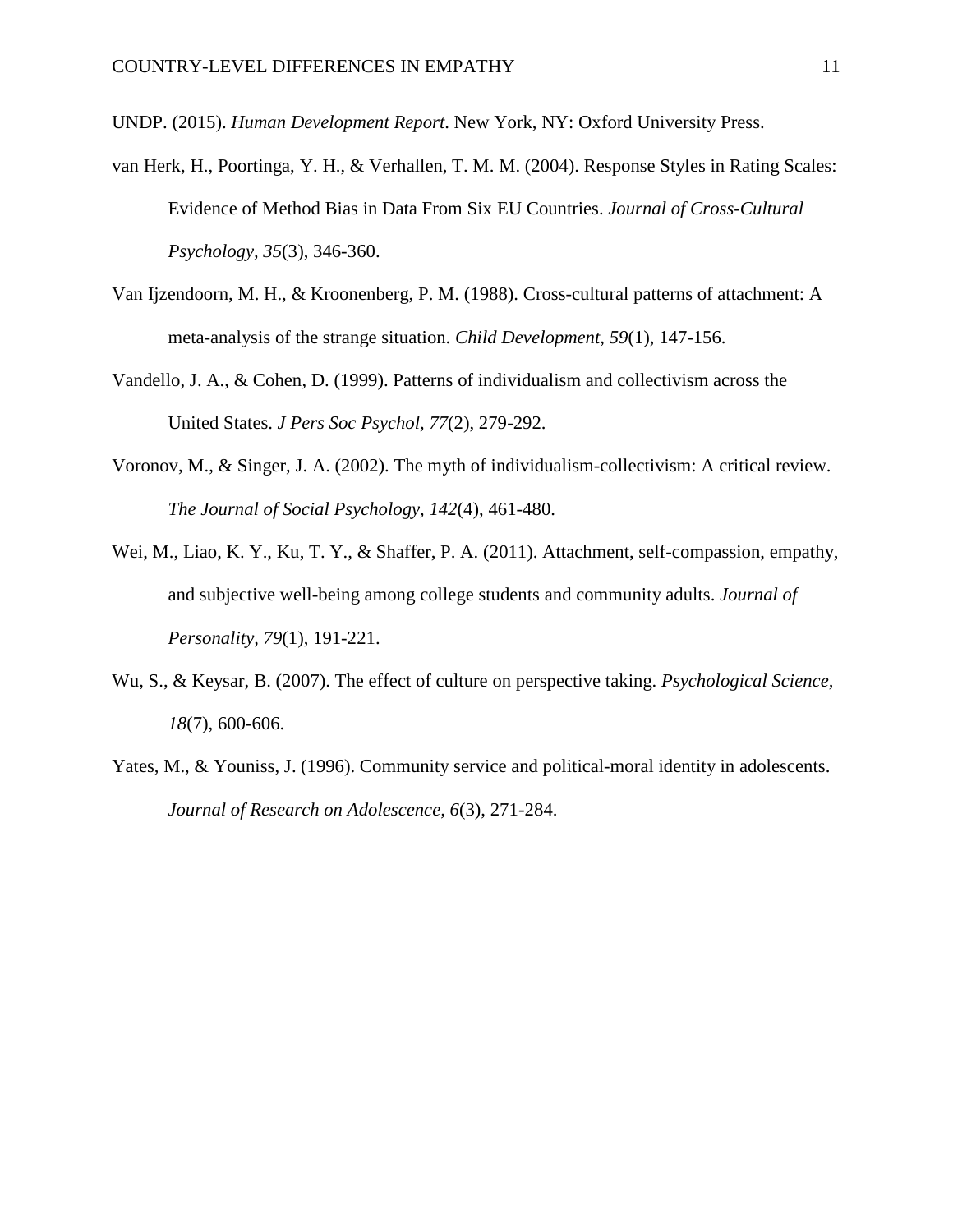UNDP. (2015). *Human Development Report*. New York, NY: Oxford University Press.

van Herk, H., Poortinga, Y. H., & Verhallen, T. M. M. (2004). Response Styles in Rating Scales: Evidence of Method Bias in Data From Six EU Countries. *Journal of Cross-Cultural Psychology, 35*(3), 346-360.

Van Ijzendoorn, M. H., & Kroonenberg, P. M. (1988). Cross-cultural patterns of attachment: A meta-analysis of the strange situation. *Child Development, 59*(1), 147-156.

Vandello, J. A., & Cohen, D. (1999). Patterns of individualism and collectivism across the United States. *J Pers Soc Psychol, 77*(2), 279-292.

Voronov, M., & Singer, J. A. (2002). The myth of individualism-collectivism: A critical review. *The Journal of Social Psychology, 142*(4), 461-480.

Wei, M., Liao, K. Y., Ku, T. Y., & Shaffer, P. A. (2011). Attachment, self-compassion, empathy, and subjective well-being among college students and community adults. *Journal of Personality, 79*(1), 191-221.

Wu, S., & Keysar, B. (2007). The effect of culture on perspective taking. *Psychological Science, 18*(7), 600-606.

Yates, M., & Youniss, J. (1996). Community service and political-moral identity in adolescents. *Journal of Research on Adolescence, 6*(3), 271-284.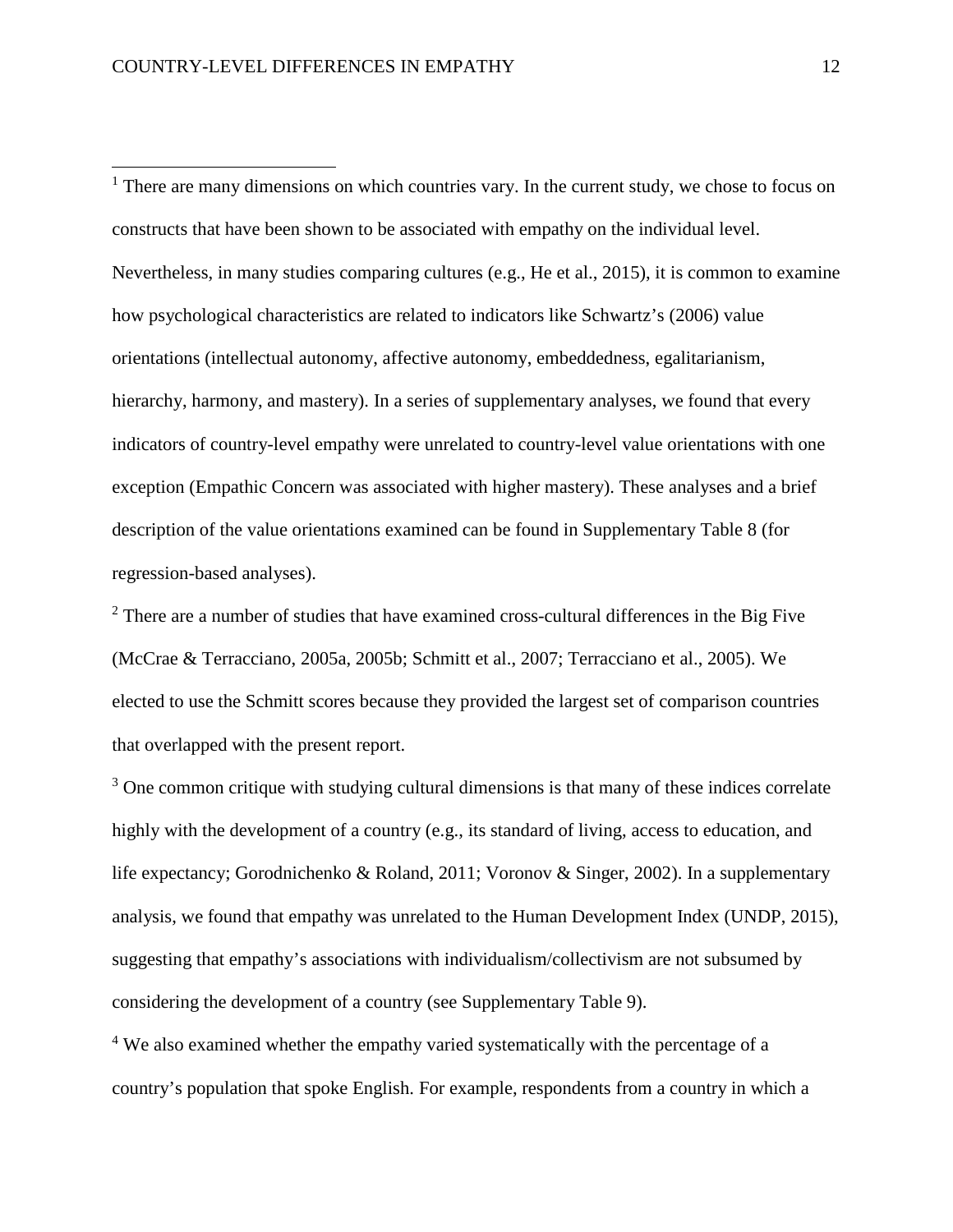[1] There are many dimensions on which countries vary. In the current study, we chose to focus on constructs that have been shown to be associated with empathy on the individual level. Nevertheless, in many studies comparing cultures (e.g., He et al., 2015), it is common to examine how psychological characteristics are related to indicators like Schwartz's (2006) value orientations (intellectual autonomy, affective autonomy, embeddedness, egalitarianism, hierarchy, harmony, and mastery). In a series of supplementary analyses, we found that every indicators of country-level empathy were unrelated to country-level value orientations with one exception (Empathic Concern was associated with higher mastery). These analyses and a brief description of the value orientations examined can be found in Supplementary Table 8 (for regression-based analyses).

[2] There are a number of studies that have examined cross-cultural differences in the Big Five (McCrae & Terracciano, 2005a, 2005b; Schmitt et al., 2007; Terracciano et al., 2005). We elected to use the Schmitt scores because they provided the largest set of comparison countries that overlapped with the present report.

[3] One common critique with studying cultural dimensions is that many of these indices correlate highly with the development of a country (e.g., its standard of living, access to education, and life expectancy; Gorodnichenko & Roland, 2011; Voronov & Singer, 2002). In a supplementary analysis, we found that empathy was unrelated to the Human Development Index (UNDP, 2015), suggesting that empathy's associations with individualism/collectivism are not subsumed by considering the development of a country (see Supplementary Table 9).

[4] We also examined whether the empathy varied systematically with the percentage of a country's population that spoke English. For example, respondents from a country in which a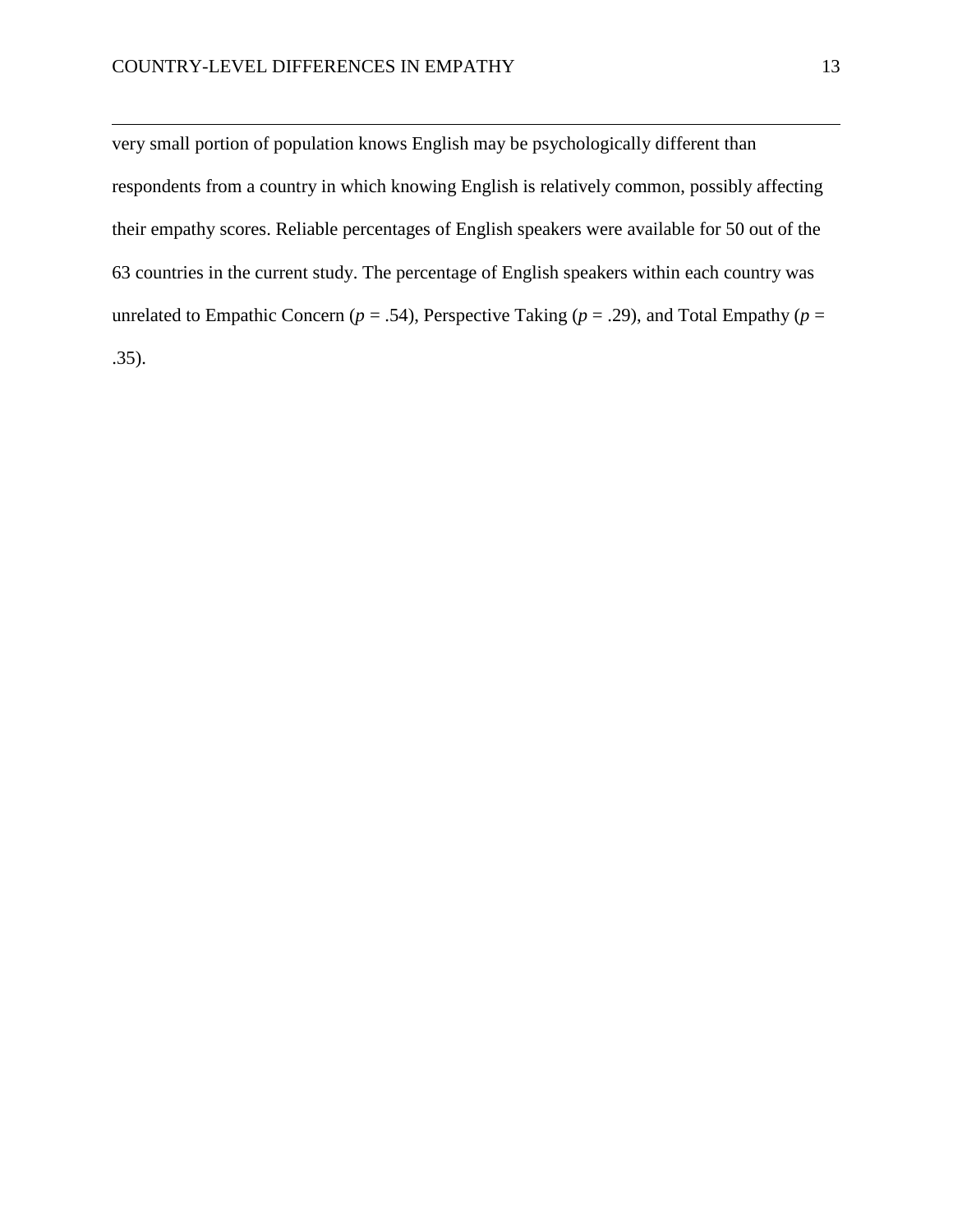very small portion of population knows English may be psychologically different than respondents from a country in which knowing English is relatively common, possibly affecting their empathy scores. Reliable percentages of English speakers were available for 50 out of the 63 countries in the current study. The percentage of English speakers within each country was unrelated to Empathic Concern ($p$ = .54), Perspective Taking ($p$ = .29), and Total Empathy ($p$ = .35).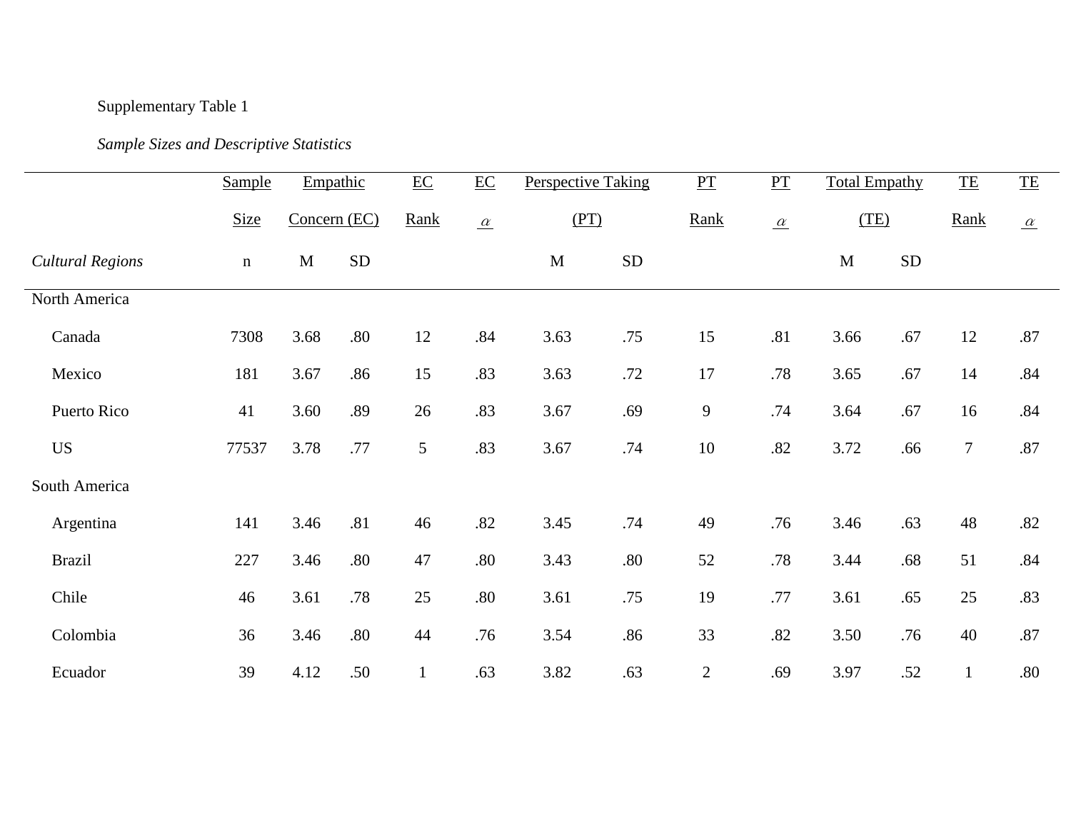Supplementary Table 1

*Sample Sizes and Descriptive Statistics*

| | Sample Size | Empathic Concern (EC) | | EC Rank | EC $\alpha$ | Perspective Taking (PT) | | PT Rank | PT $\alpha$ | Total Empathy (TE) | | TE Rank | TE $\alpha$ |
|---|---|---|---|---|---|---|---|---|---|---|---|---|---|
| *Cultural Regions* | n | M | SD | | | M | SD | | | M | SD | | |
| North America | | | | | | | | | | | | | |
| Canada | 7308 | 3.68 | .80 | 12 | .84 | 3.63 | .75 | 15 | .81 | 3.66 | .67 | 12 | .87 |
| Mexico | 181 | 3.67 | .86 | 15 | .83 | 3.63 | .72 | 17 | .78 | 3.65 | .67 | 14 | .84 |
| Puerto Rico | 41 | 3.60 | .89 | 26 | .83 | 3.67 | .69 | 9 | .74 | 3.64 | .67 | 16 | .84 |
| US | 77537 | 3.78 | .77 | 5 | .83 | 3.67 | .74 | 10 | .82 | 3.72 | .66 | 7 | .87 |
| South America | | | | | | | | | | | | | |
| Argentina | 141 | 3.46 | .81 | 46 | .82 | 3.45 | .74 | 49 | .76 | 3.46 | .63 | 48 | .82 |
| Brazil | 227 | 3.46 | .80 | 47 | .80 | 3.43 | .80 | 52 | .78 | 3.44 | .68 | 51 | .84 |
| Chile | 46 | 3.61 | .78 | 25 | .80 | 3.61 | .75 | 19 | .77 | 3.61 | .65 | 25 | .83 |
| Colombia | 36 | 3.46 | .80 | 44 | .76 | 3.54 | .86 | 33 | .82 | 3.50 | .76 | 40 | .87 |
| Ecuador | 39 | 4.12 | .50 | 1 | .63 | 3.82 | .63 | 2 | .69 | 3.97 | .52 | 1 | .80 |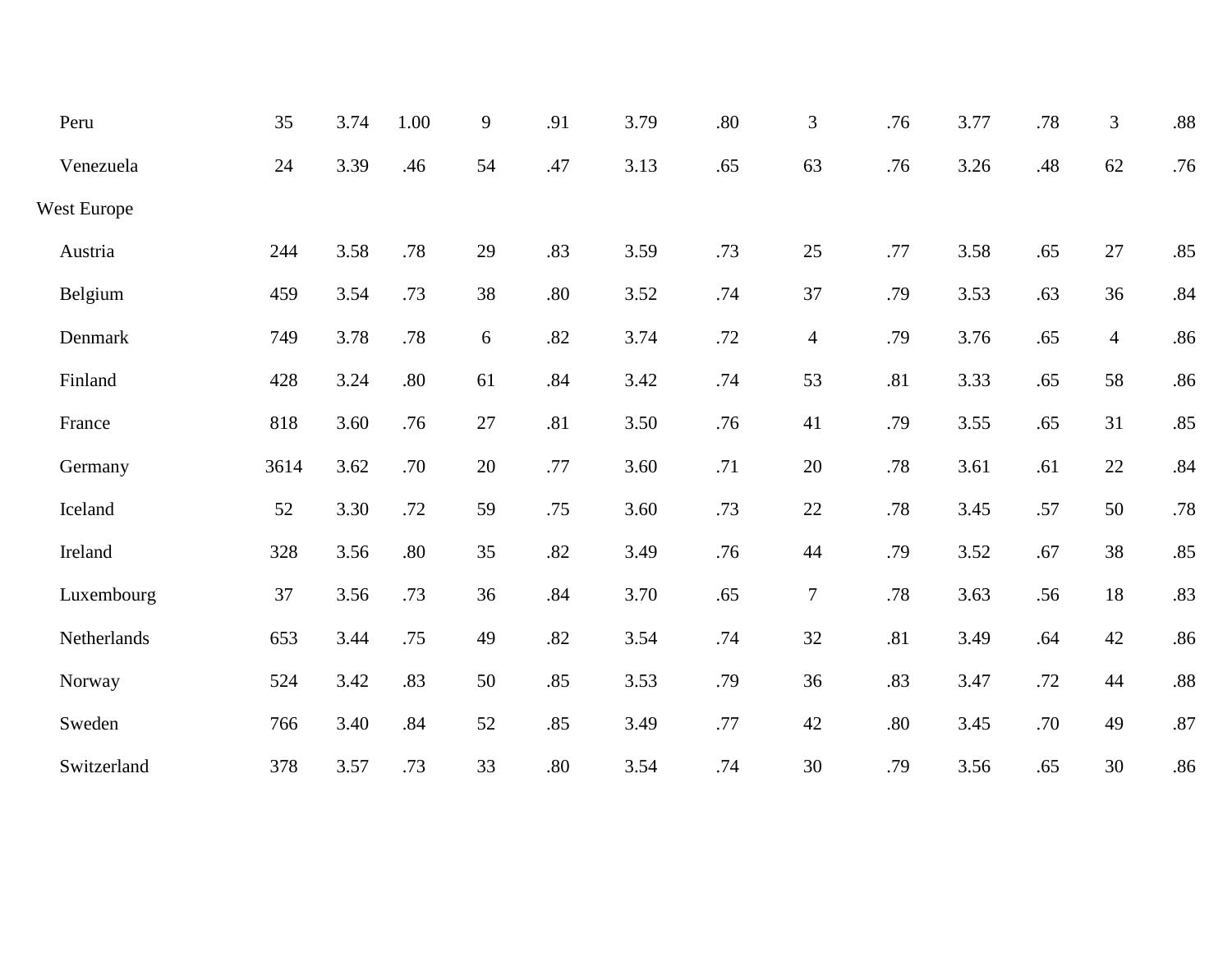| | | | | | | | | | | | | | |
|---|---|---|---|---|---|---|---|---|---|---|---|---|---|
| Peru | 35 | 3.74 | 1.00 | 9 | .91 | 3.79 | .80 | 3 | .76 | 3.77 | .78 | 3 | .88 |
| Venezuela | 24 | 3.39 | .46 | 54 | .47 | 3.13 | .65 | 63 | .76 | 3.26 | .48 | 62 | .76 |
| West Europe | | | | | | | | | | | | | |
| Austria | 244 | 3.58 | .78 | 29 | .83 | 3.59 | .73 | 25 | .77 | 3.58 | .65 | 27 | .85 |
| Belgium | 459 | 3.54 | .73 | 38 | .80 | 3.52 | .74 | 37 | .79 | 3.53 | .63 | 36 | .84 |
| Denmark | 749 | 3.78 | .78 | 6 | .82 | 3.74 | .72 | 4 | .79 | 3.76 | .65 | 4 | .86 |
| Finland | 428 | 3.24 | .80 | 61 | .84 | 3.42 | .74 | 53 | .81 | 3.33 | .65 | 58 | .86 |
| France | 818 | 3.60 | .76 | 27 | .81 | 3.50 | .76 | 41 | .79 | 3.55 | .65 | 31 | .85 |
| Germany | 3614 | 3.62 | .70 | 20 | .77 | 3.60 | .71 | 20 | .78 | 3.61 | .61 | 22 | .84 |
| Iceland | 52 | 3.30 | .72 | 59 | .75 | 3.60 | .73 | 22 | .78 | 3.45 | .57 | 50 | .78 |
| Ireland | 328 | 3.56 | .80 | 35 | .82 | 3.49 | .76 | 44 | .79 | 3.52 | .67 | 38 | .85 |
| Luxembourg | 37 | 3.56 | .73 | 36 | .84 | 3.70 | .65 | 7 | .78 | 3.63 | .56 | 18 | .83 |
| Netherlands | 653 | 3.44 | .75 | 49 | .82 | 3.54 | .74 | 32 | .81 | 3.49 | .64 | 42 | .86 |
| Norway | 524 | 3.42 | .83 | 50 | .85 | 3.53 | .79 | 36 | .83 | 3.47 | .72 | 44 | .88 |
| Sweden | 766 | 3.40 | .84 | 52 | .85 | 3.49 | .77 | 42 | .80 | 3.45 | .70 | 49 | .87 |
| Switzerland | 378 | 3.57 | .73 | 33 | .80 | 3.54 | .74 | 30 | .79 | 3.56 | .65 | 30 | .86 |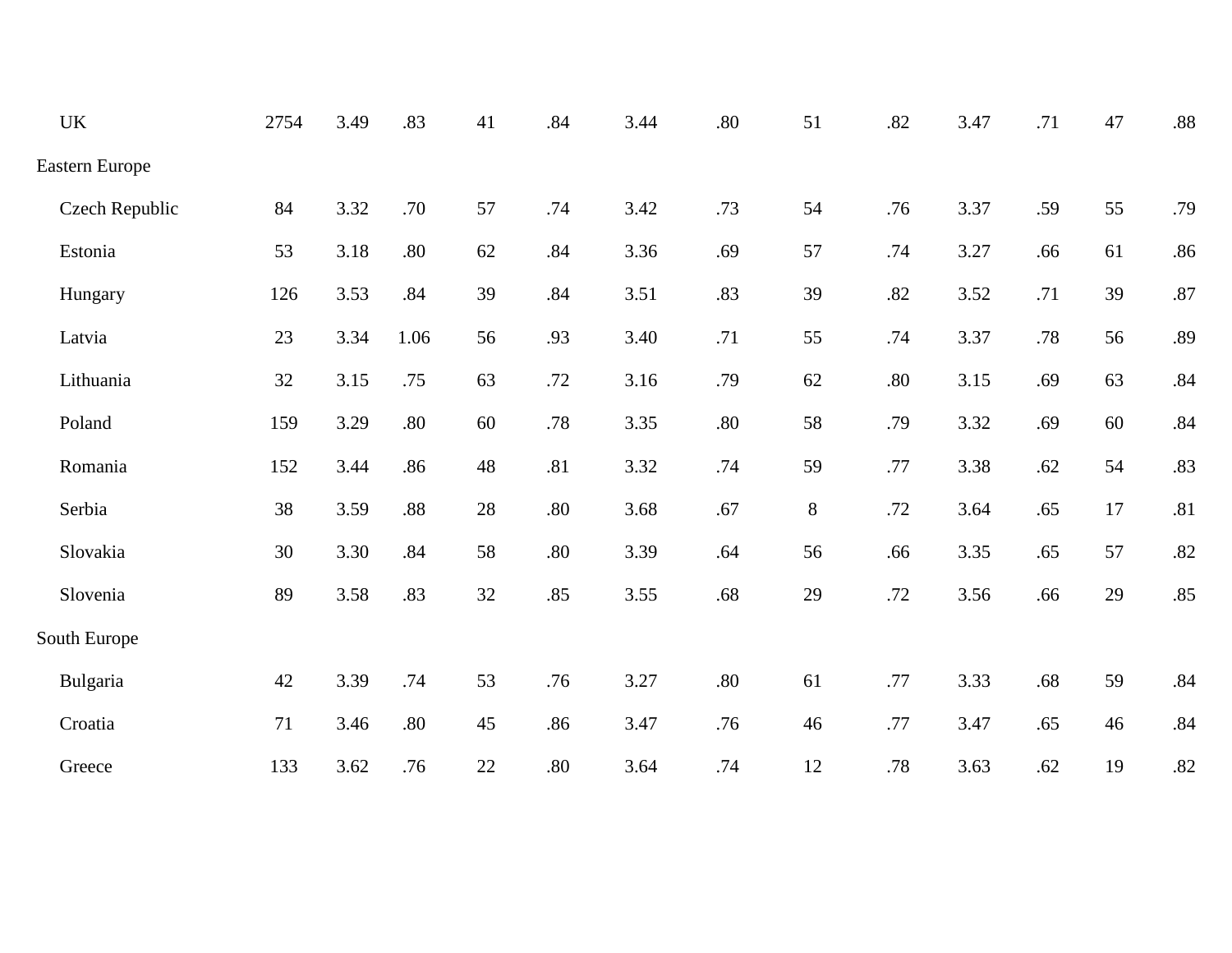| | | | | | | | | | | | | | |
|---|---|---|---|---|---|---|---|---|---|---|---|---|---|
| UK | 2754 | 3.49 | .83 | 41 | .84 | 3.44 | .80 | 51 | .82 | 3.47 | .71 | 47 | .88 |
| Eastern Europe | | | | | | | | | | | | | |
| Czech Republic | 84 | 3.32 | .70 | 57 | .74 | 3.42 | .73 | 54 | .76 | 3.37 | .59 | 55 | .79 |
| Estonia | 53 | 3.18 | .80 | 62 | .84 | 3.36 | .69 | 57 | .74 | 3.27 | .66 | 61 | .86 |
| Hungary | 126 | 3.53 | .84 | 39 | .84 | 3.51 | .83 | 39 | .82 | 3.52 | .71 | 39 | .87 |
| Latvia | 23 | 3.34 | 1.06 | 56 | .93 | 3.40 | .71 | 55 | .74 | 3.37 | .78 | 56 | .89 |
| Lithuania | 32 | 3.15 | .75 | 63 | .72 | 3.16 | .79 | 62 | .80 | 3.15 | .69 | 63 | .84 |
| Poland | 159 | 3.29 | .80 | 60 | .78 | 3.35 | .80 | 58 | .79 | 3.32 | .69 | 60 | .84 |
| Romania | 152 | 3.44 | .86 | 48 | .81 | 3.32 | .74 | 59 | .77 | 3.38 | .62 | 54 | .83 |
| Serbia | 38 | 3.59 | .88 | 28 | .80 | 3.68 | .67 | 8 | .72 | 3.64 | .65 | 17 | .81 |
| Slovakia | 30 | 3.30 | .84 | 58 | .80 | 3.39 | .64 | 56 | .66 | 3.35 | .65 | 57 | .82 |
| Slovenia | 89 | 3.58 | .83 | 32 | .85 | 3.55 | .68 | 29 | .72 | 3.56 | .66 | 29 | .85 |
| South Europe | | | | | | | | | | | | | |
| Bulgaria | 42 | 3.39 | .74 | 53 | .76 | 3.27 | .80 | 61 | .77 | 3.33 | .68 | 59 | .84 |
| Croatia | 71 | 3.46 | .80 | 45 | .86 | 3.47 | .76 | 46 | .77 | 3.47 | .65 | 46 | .84 |
| Greece | 133 | 3.62 | .76 | 22 | .80 | 3.64 | .74 | 12 | .78 | 3.63 | .62 | 19 | .82 |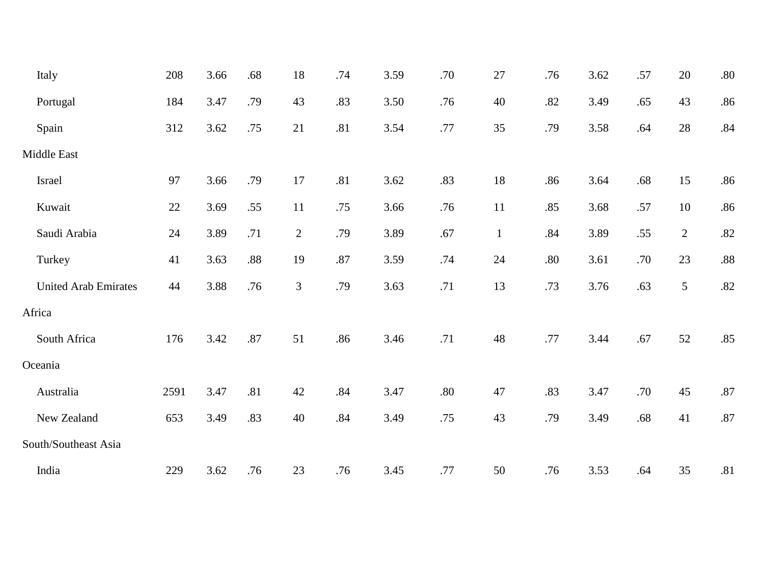| | | | | | | | | | | | | | |
|---|---|---|---|---|---|---|---|---|---|---|---|---|---|
| Italy | 208 | 3.66 | .68 | 18 | .74 | 3.59 | .70 | 27 | .76 | 3.62 | .57 | 20 | .80 |
| Portugal | 184 | 3.47 | .79 | 43 | .83 | 3.50 | .76 | 40 | .82 | 3.49 | .65 | 43 | .86 |
| Spain | 312 | 3.62 | .75 | 21 | .81 | 3.54 | .77 | 35 | .79 | 3.58 | .64 | 28 | .84 |
| Middle East | | | | | | | | | | | | | |
| Israel | 97 | 3.66 | .79 | 17 | .81 | 3.62 | .83 | 18 | .86 | 3.64 | .68 | 15 | .86 |
| Kuwait | 22 | 3.69 | .55 | 11 | .75 | 3.66 | .76 | 11 | .85 | 3.68 | .57 | 10 | .86 |
| Saudi Arabia | 24 | 3.89 | .71 | 2 | .79 | 3.89 | .67 | 1 | .84 | 3.89 | .55 | 2 | .82 |
| Turkey | 41 | 3.63 | .88 | 19 | .87 | 3.59 | .74 | 24 | .80 | 3.61 | .70 | 23 | .88 |
| United Arab Emirates | 44 | 3.88 | .76 | 3 | .79 | 3.63 | .71 | 13 | .73 | 3.76 | .63 | 5 | .82 |
| Africa | | | | | | | | | | | | | |
| South Africa | 176 | 3.42 | .87 | 51 | .86 | 3.46 | .71 | 48 | .77 | 3.44 | .67 | 52 | .85 |
| Oceania | | | | | | | | | | | | | |
| Australia | 2591 | 3.47 | .81 | 42 | .84 | 3.47 | .80 | 47 | .83 | 3.47 | .70 | 45 | .87 |
| New Zealand | 653 | 3.49 | .83 | 40 | .84 | 3.49 | .75 | 43 | .79 | 3.49 | .68 | 41 | .87 |
| South/Southeast Asia | | | | | | | | | | | | | |
| India | 229 | 3.62 | .76 | 23 | .76 | 3.45 | .77 | 50 | .76 | 3.53 | .64 | 35 | .81 |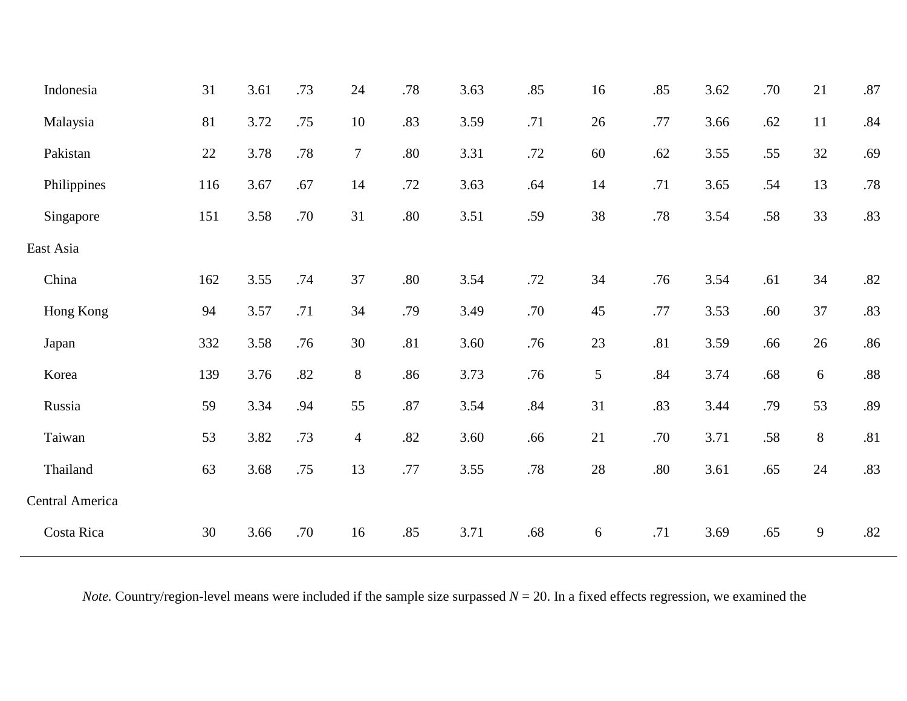| | | | | | | | | | | | | | |
|---|---|---|---|---|---|---|---|---|---|---|---|---|---|
| Indonesia | 31 | 3.61 | .73 | 24 | .78 | 3.63 | .85 | 16 | .85 | 3.62 | .70 | 21 | .87 |
| Malaysia | 81 | 3.72 | .75 | 10 | .83 | 3.59 | .71 | 26 | .77 | 3.66 | .62 | 11 | .84 |
| Pakistan | 22 | 3.78 | .78 | 7 | .80 | 3.31 | .72 | 60 | .62 | 3.55 | .55 | 32 | .69 |
| Philippines | 116 | 3.67 | .67 | 14 | .72 | 3.63 | .64 | 14 | .71 | 3.65 | .54 | 13 | .78 |
| Singapore | 151 | 3.58 | .70 | 31 | .80 | 3.51 | .59 | 38 | .78 | 3.54 | .58 | 33 | .83 |
| East Asia | | | | | | | | | | | | | |
| China | 162 | 3.55 | .74 | 37 | .80 | 3.54 | .72 | 34 | .76 | 3.54 | .61 | 34 | .82 |
| Hong Kong | 94 | 3.57 | .71 | 34 | .79 | 3.49 | .70 | 45 | .77 | 3.53 | .60 | 37 | .83 |
| Japan | 332 | 3.58 | .76 | 30 | .81 | 3.60 | .76 | 23 | .81 | 3.59 | .66 | 26 | .86 |
| Korea | 139 | 3.76 | .82 | 8 | .86 | 3.73 | .76 | 5 | .84 | 3.74 | .68 | 6 | .88 |
| Russia | 59 | 3.34 | .94 | 55 | .87 | 3.54 | .84 | 31 | .83 | 3.44 | .79 | 53 | .89 |
| Taiwan | 53 | 3.82 | .73 | 4 | .82 | 3.60 | .66 | 21 | .70 | 3.71 | .58 | 8 | .81 |
| Thailand | 63 | 3.68 | .75 | 13 | .77 | 3.55 | .78 | 28 | .80 | 3.61 | .65 | 24 | .83 |
| Central America | | | | | | | | | | | | | |
| Costa Rica | 30 | 3.66 | .70 | 16 | .85 | 3.71 | .68 | 6 | .71 | 3.69 | .65 | 9 | .82 |

*Note.* Country/region-level means were included if the sample size surpassed $N$ = 20. In a fixed effects regression, we examined the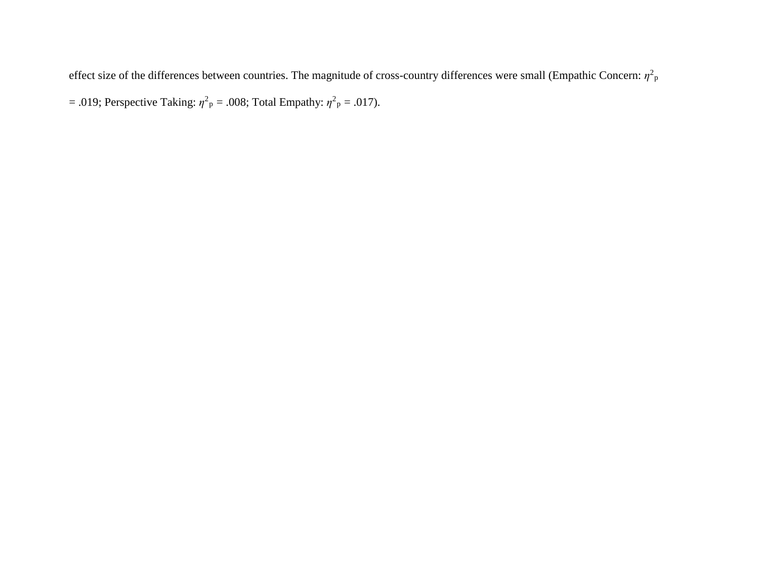effect size of the differences between countries. The magnitude of cross-country differences were small (Empathic Concern: $\eta^2_p = .019$; Perspective Taking: $\eta^2_p = .008$; Total Empathy: $\eta^2_p = .017$).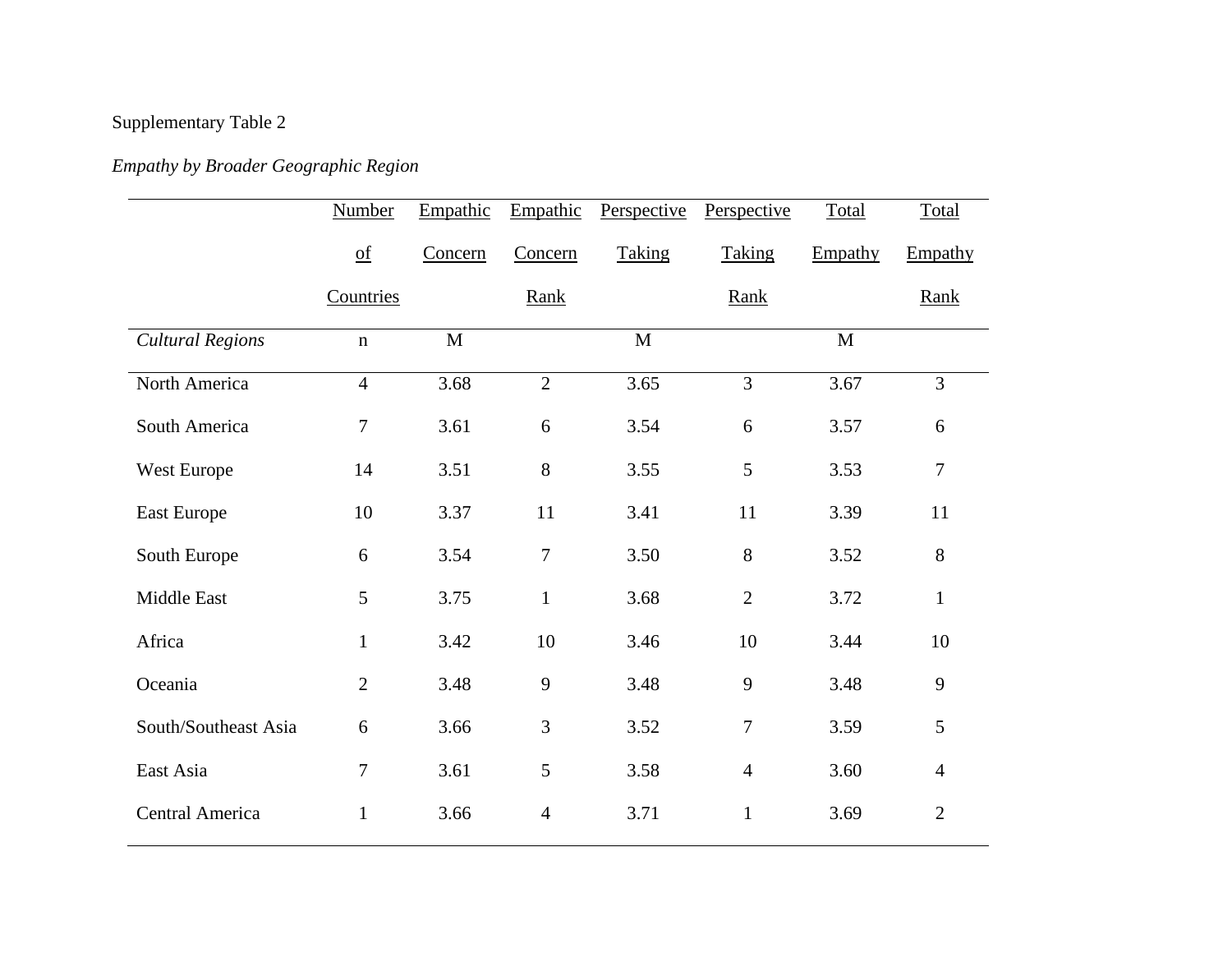Supplementary Table 2

*Empathy by Broader Geographic Region*

| | Number of Countries | Empathic Concern | Empathic Concern Rank | Perspective Taking | Perspective Taking Rank | Total Empathy | Total Empathy Rank |
|---|---|---|---|---|---|---|---|
| *Cultural Regions* | n | M | | M | | M | |
| North America | 4 | 3.68 | 2 | 3.65 | 3 | 3.67 | 3 |
| South America | 7 | 3.61 | 6 | 3.54 | 6 | 3.57 | 6 |
| West Europe | 14 | 3.51 | 8 | 3.55 | 5 | 3.53 | 7 |
| East Europe | 10 | 3.37 | 11 | 3.41 | 11 | 3.39 | 11 |
| South Europe | 6 | 3.54 | 7 | 3.50 | 8 | 3.52 | 8 |
| Middle East | 5 | 3.75 | 1 | 3.68 | 2 | 3.72 | 1 |
| Africa | 1 | 3.42 | 10 | 3.46 | 10 | 3.44 | 10 |
| Oceania | 2 | 3.48 | 9 | 3.48 | 9 | 3.48 | 9 |
| South/Southeast Asia | 6 | 3.66 | 3 | 3.52 | 7 | 3.59 | 5 |
| East Asia | 7 | 3.61 | 5 | 3.58 | 4 | 3.60 | 4 |
| Central America | 1 | 3.66 | 4 | 3.71 | 1 | 3.69 | 2 |